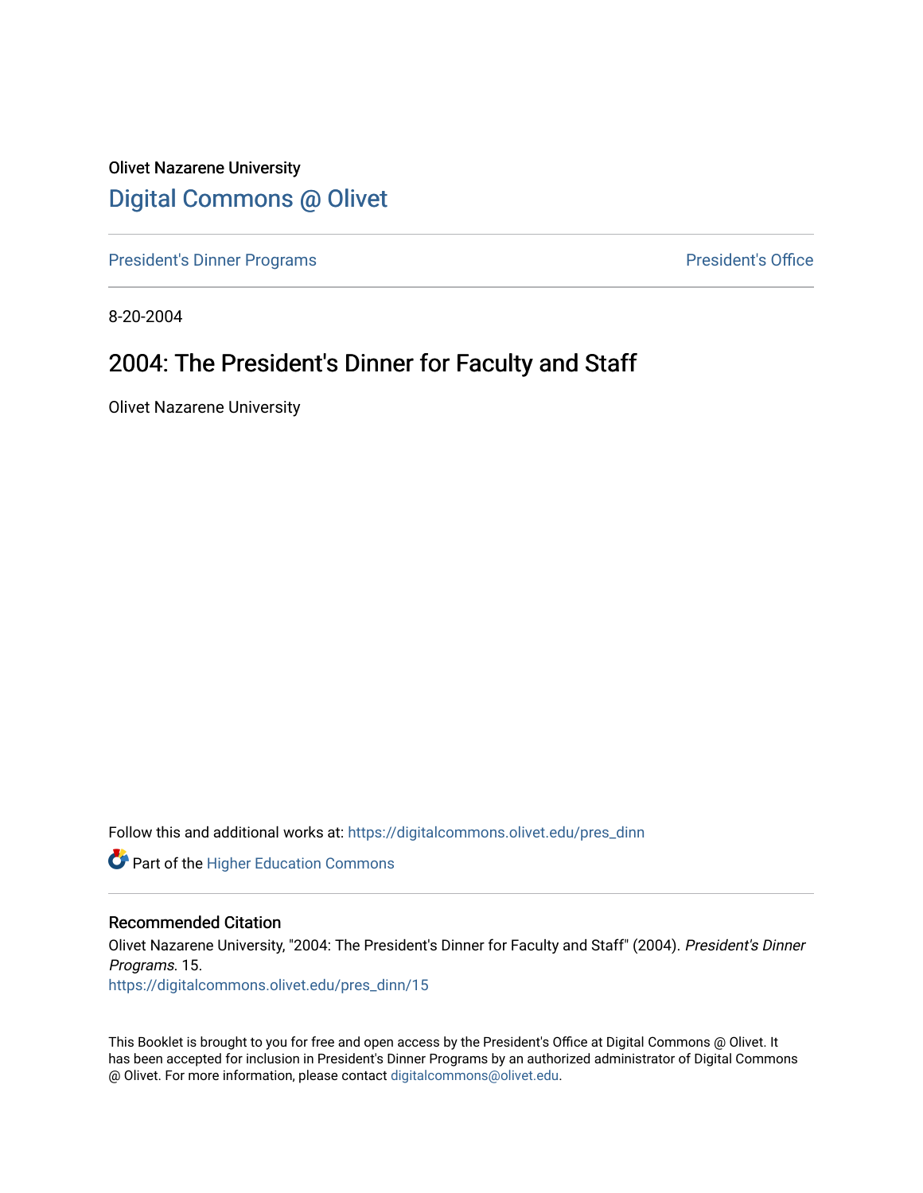Olivet Nazarene University

## Digital Commons @ Olivet

President's Dinner Programs | President's Office

8-20-2004

# 2004: The President's Dinner for Faculty and Staff

Olivet Nazarene University

Follow this and additional works at: https://digitalcommons.olivet.edu/pres_dinn

Part of the Higher Education Commons

### Recommended Citation

Olivet Nazarene University, "2004: The President's Dinner for Faculty and Staff" (2004). *President's Dinner Programs*. 15.
https://digitalcommons.olivet.edu/pres_dinn/15

This Booklet is brought to you for free and open access by the President's Office at Digital Commons @ Olivet. It has been accepted for inclusion in President's Dinner Programs by an authorized administrator of Digital Commons @ Olivet. For more information, please contact digitalcommons@olivet.edu.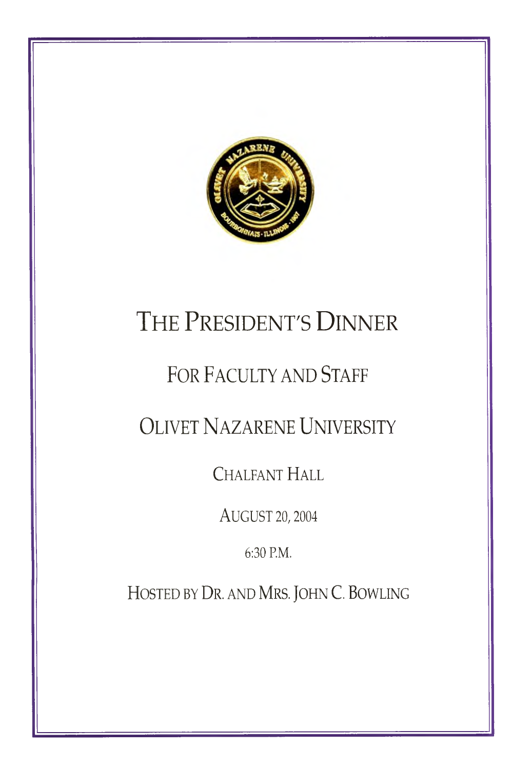# THE PRESIDENT'S DINNER

## FOR FACULTY AND STAFF

## OLIVET NAZARENE UNIVERSITY

CHALFANT HALL

AUGUST 20, 2004

6:30 P.M.

HOSTED BY DR. AND MRS. JOHN C. BOWLING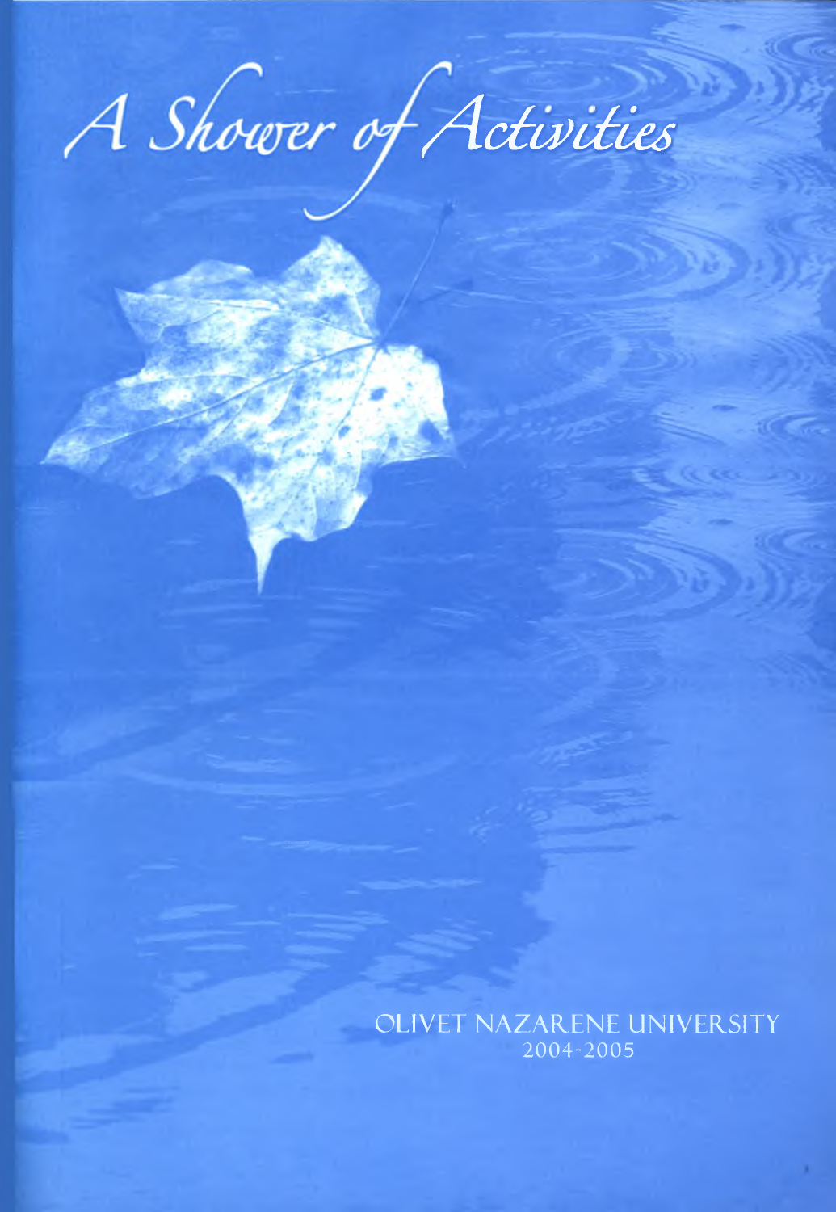# A Shower of Activities

OLIVET NAZARENE UNIVERSITY
2004-2005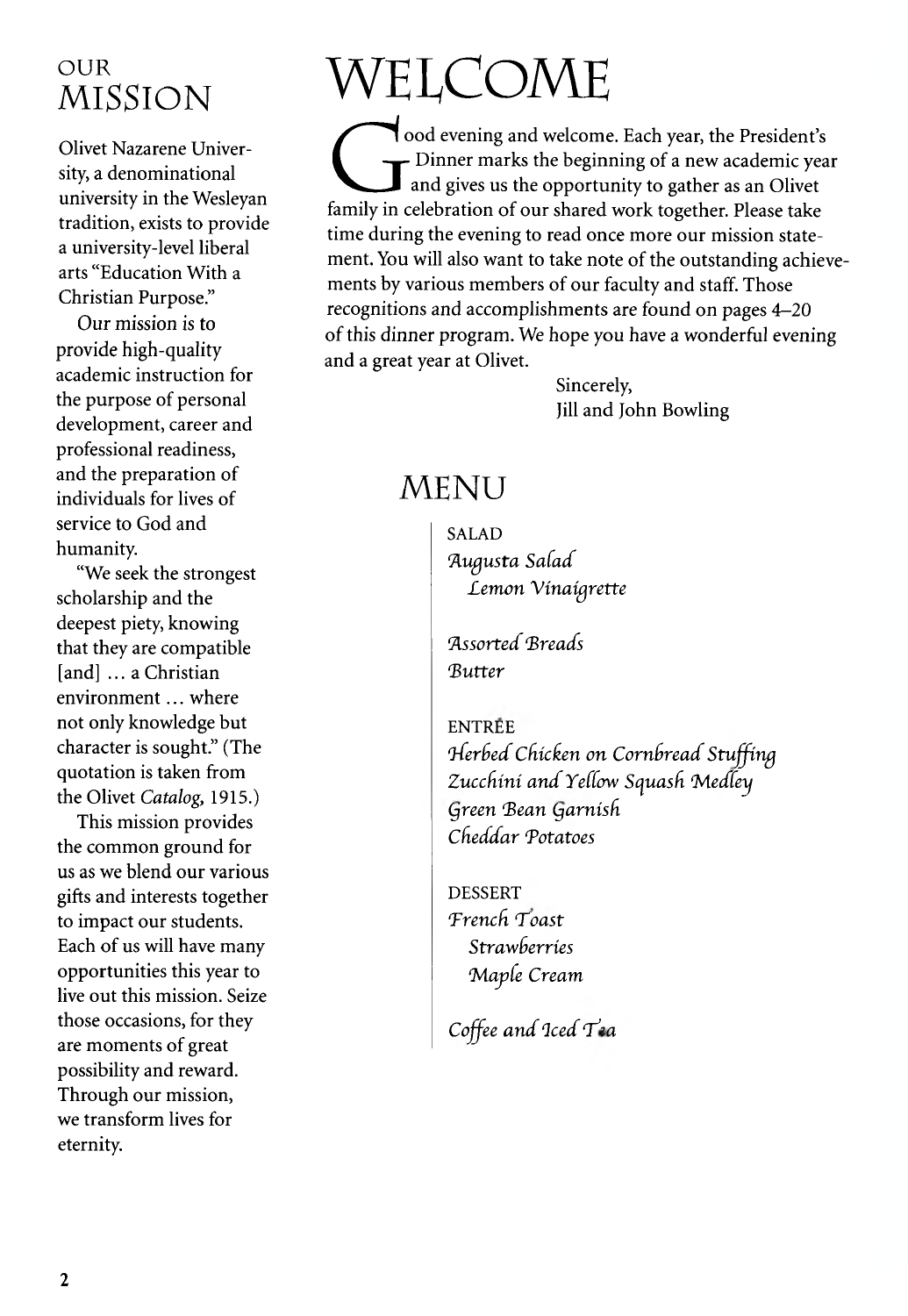## OUR MISSION

Olivet Nazarene University, a denominational university in the Wesleyan tradition, exists to provide a university-level liberal arts "Education With a Christian Purpose."

Our mission is to provide high-quality academic instruction for the purpose of personal development, career and professional readiness, and the preparation of individuals for lives of service to God and humanity.

"We seek the strongest scholarship and the deepest piety, knowing that they are compatible [and] ... a Christian environment ... where not only knowledge but character is sought." (The quotation is taken from the Olivet *Catalog*, 1915.)

This mission provides the common ground for us as we blend our various gifts and interests together to impact our students. Each of us will have many opportunities this year to live out this mission. Seize those occasions, for they are moments of great possibility and reward. Through our mission, we transform lives for eternity.

# WELCOME

Good evening and welcome. Each year, the President's Dinner marks the beginning of a new academic year and gives us the opportunity to gather as an Olivet family in celebration of our shared work together. Please take time during the evening to read once more our mission statement. You will also want to take note of the outstanding achievements by various members of our faculty and staff. Those recognitions and accomplishments are found on pages 4–20 of this dinner program. We hope you have a wonderful evening and a great year at Olivet.

Sincerely,
Jill and John Bowling

## MENU

SALAD
*Augusta Salad*
*Lemon Vinaigrette*

*Assorted Breads*
*Butter*

ENTRÉE
*Herbed Chicken on Cornbread Stuffing*
*Zucchini and Yellow Squash Medley*
*Green Bean Garnish*
*Cheddar Potatoes*

DESSERT
*French Toast*
*Strawberries*
*Maple Cream*

*Coffee and Iced Tea*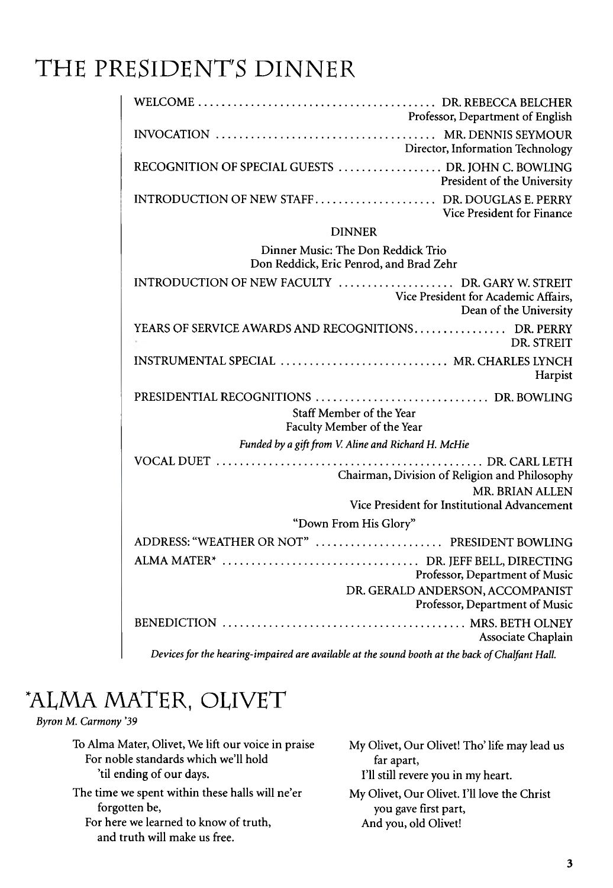# THE PRESIDENT'S DINNER

WELCOME .......................................... DR. REBECCA BELCHER
Professor, Department of English

INVOCATION ...................................... MR. DENNIS SEYMOUR
Director, Information Technology

RECOGNITION OF SPECIAL GUESTS .................. DR. JOHN C. BOWLING
President of the University

INTRODUCTION OF NEW STAFF..................... DR. DOUGLAS E. PERRY
Vice President for Finance

DINNER

Dinner Music: The Don Reddick Trio
Don Reddick, Eric Penrod, and Brad Zehr

INTRODUCTION OF NEW FACULTY .................... DR. GARY W. STREIT
Vice President for Academic Affairs,
Dean of the University

YEARS OF SERVICE AWARDS AND RECOGNITIONS................ DR. PERRY
DR. STREIT

INSTRUMENTAL SPECIAL ............................. MR. CHARLES LYNCH
Harpist

PRESIDENTIAL RECOGNITIONS .............................. DR. BOWLING
Staff Member of the Year
Faculty Member of the Year

*Funded by a gift from V. Aline and Richard H. McHie*

VOCAL DUET .............................................. DR. CARL LETH
Chairman, Division of Religion and Philosophy
MR. BRIAN ALLEN
Vice President for Institutional Advancement

"Down From His Glory"

ADDRESS: "WEATHER OR NOT" ...................... PRESIDENT BOWLING

ALMA MATER* .................................. DR. JEFF BELL, DIRECTING
Professor, Department of Music
DR. GERALD ANDERSON, ACCOMPANIST
Professor, Department of Music

BENEDICTION .......................................... MRS. BETH OLNEY
Associate Chaplain

*Devices for the hearing-impaired are available at the sound booth at the back of Chalfant Hall.*

# *ALMA MATER, OLIVET

*Byron M. Carmony '39*

To Alma Mater, Olivet, We lift our voice in praise
For noble standards which we'll hold
'til ending of our days.

The time we spent within these halls will ne'er
forgotten be,
For here we learned to know of truth,
and truth will make us free.

My Olivet, Our Olivet! Tho' life may lead us
far apart,
I'll still revere you in my heart.

My Olivet, Our Olivet. I'll love the Christ
you gave first part,
And you, old Olivet!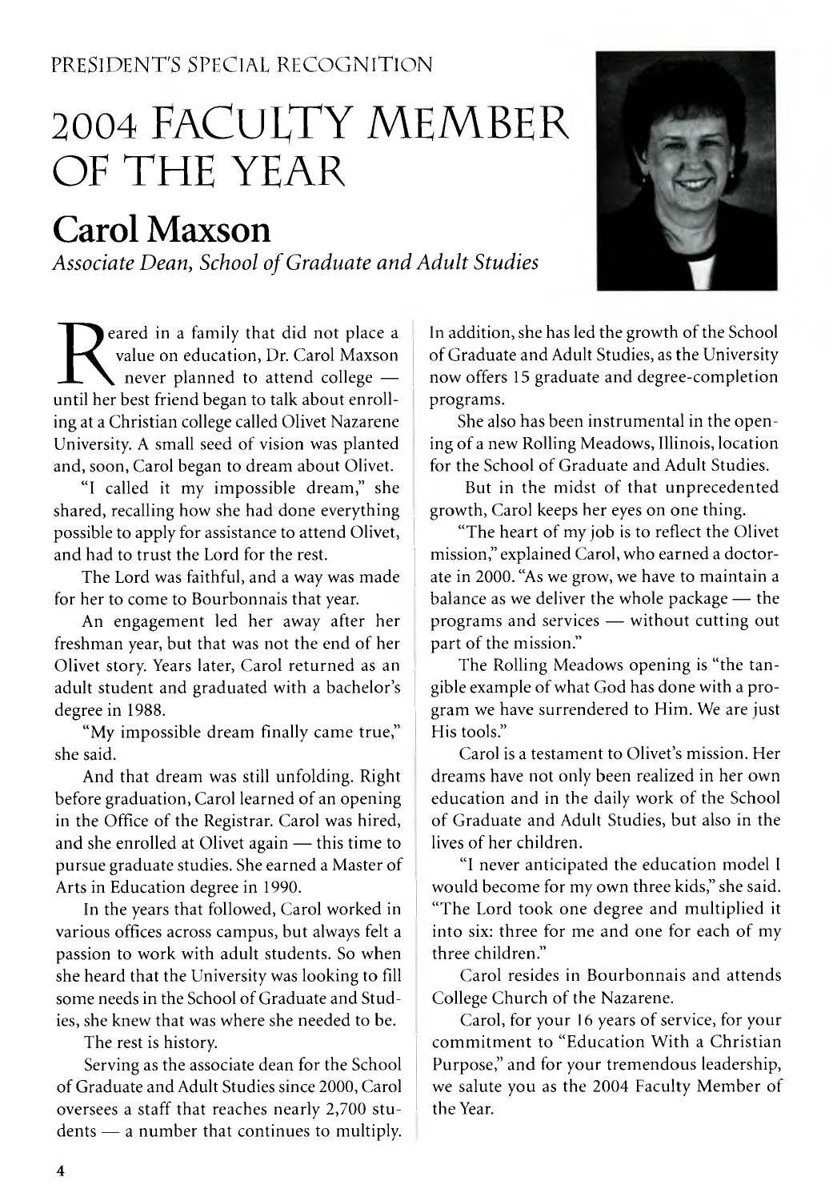PRESIDENT'S SPECIAL RECOGNITION

# 2004 FACULTY MEMBER OF THE YEAR

## Carol Maxson

*Associate Dean, School of Graduate and Adult Studies*

Reared in a family that did not place a value on education, Dr. Carol Maxson never planned to attend college — until her best friend began to talk about enrolling at a Christian college called Olivet Nazarene University. A small seed of vision was planted and, soon, Carol began to dream about Olivet.

"I called it my impossible dream," she shared, recalling how she had done everything possible to apply for assistance to attend Olivet, and had to trust the Lord for the rest.

The Lord was faithful, and a way was made for her to come to Bourbonnais that year.

An engagement led her away after her freshman year, but that was not the end of her Olivet story. Years later, Carol returned as an adult student and graduated with a bachelor's degree in 1988.

"My impossible dream finally came true," she said.

And that dream was still unfolding. Right before graduation, Carol learned of an opening in the Office of the Registrar. Carol was hired, and she enrolled at Olivet again — this time to pursue graduate studies. She earned a Master of Arts in Education degree in 1990.

In the years that followed, Carol worked in various offices across campus, but always felt a passion to work with adult students. So when she heard that the University was looking to fill some needs in the School of Graduate and Studies, she knew that was where she needed to be.

The rest is history.

Serving as the associate dean for the School of Graduate and Adult Studies since 2000, Carol oversees a staff that reaches nearly 2,700 students — a number that continues to multiply. In addition, she has led the growth of the School of Graduate and Adult Studies, as the University now offers 15 graduate and degree-completion programs.

She also has been instrumental in the opening of a new Rolling Meadows, Illinois, location for the School of Graduate and Adult Studies.

But in the midst of that unprecedented growth, Carol keeps her eyes on one thing.

"The heart of my job is to reflect the Olivet mission," explained Carol, who earned a doctorate in 2000. "As we grow, we have to maintain a balance as we deliver the whole package — the programs and services — without cutting out part of the mission."

The Rolling Meadows opening is "the tangible example of what God has done with a program we have surrendered to Him. We are just His tools."

Carol is a testament to Olivet's mission. Her dreams have not only been realized in her own education and in the daily work of the School of Graduate and Adult Studies, but also in the lives of her children.

"I never anticipated the education model I would become for my own three kids," she said. "The Lord took one degree and multiplied it into six: three for me and one for each of my three children."

Carol resides in Bourbonnais and attends College Church of the Nazarene.

Carol, for your 16 years of service, for your commitment to "Education With a Christian Purpose," and for your tremendous leadership, we salute you as the 2004 Faculty Member of the Year.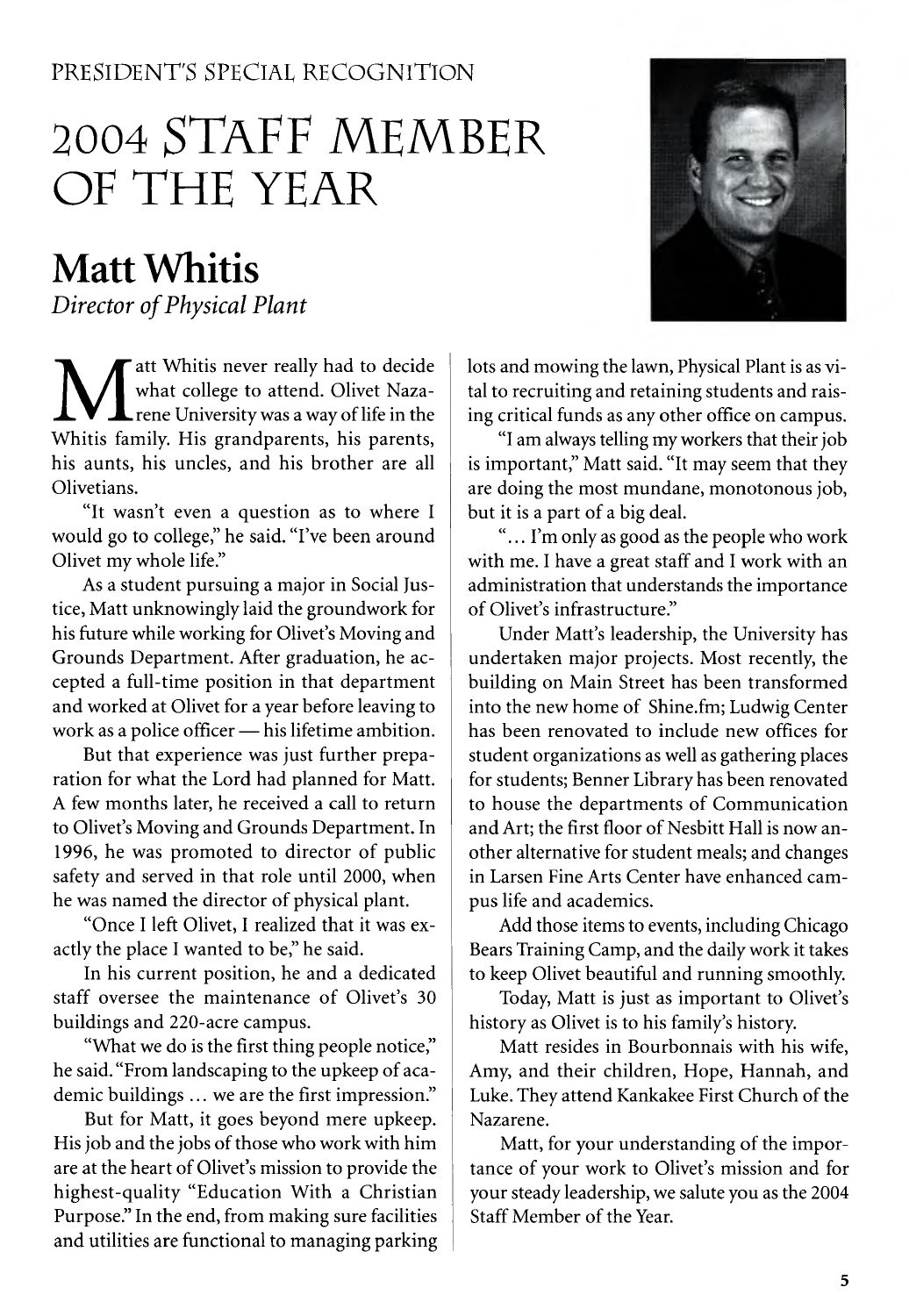PRESIDENT'S SPECIAL RECOGNITION

# 2004 STAFF MEMBER OF THE YEAR

## Matt Whitis

*Director of Physical Plant*

Matt Whitis never really had to decide what college to attend. Olivet Nazarene University was a way of life in the Whitis family. His grandparents, his parents, his aunts, his uncles, and his brother are all Olivetians.

"It wasn't even a question as to where I would go to college," he said. "I've been around Olivet my whole life."

As a student pursuing a major in Social Justice, Matt unknowingly laid the groundwork for his future while working for Olivet's Moving and Grounds Department. After graduation, he accepted a full-time position in that department and worked at Olivet for a year before leaving to work as a police officer — his lifetime ambition.

But that experience was just further preparation for what the Lord had planned for Matt. A few months later, he received a call to return to Olivet's Moving and Grounds Department. In 1996, he was promoted to director of public safety and served in that role until 2000, when he was named the director of physical plant.

"Once I left Olivet, I realized that it was exactly the place I wanted to be," he said.

In his current position, he and a dedicated staff oversee the maintenance of Olivet's 30 buildings and 220-acre campus.

"What we do is the first thing people notice," he said. "From landscaping to the upkeep of academic buildings ... we are the first impression."

But for Matt, it goes beyond mere upkeep. His job and the jobs of those who work with him are at the heart of Olivet's mission to provide the highest-quality "Education With a Christian Purpose." In the end, from making sure facilities and utilities are functional to managing parking lots and mowing the lawn, Physical Plant is as vital to recruiting and retaining students and raising critical funds as any other office on campus.

"I am always telling my workers that their job is important," Matt said. "It may seem that they are doing the most mundane, monotonous job, but it is a part of a big deal.

"... I'm only as good as the people who work with me. I have a great staff and I work with an administration that understands the importance of Olivet's infrastructure."

Under Matt's leadership, the University has undertaken major projects. Most recently, the building on Main Street has been transformed into the new home of Shine.fm; Ludwig Center has been renovated to include new offices for student organizations as well as gathering places for students; Benner Library has been renovated to house the departments of Communication and Art; the first floor of Nesbitt Hall is now another alternative for student meals; and changes in Larsen Fine Arts Center have enhanced campus life and academics.

Add those items to events, including Chicago Bears Training Camp, and the daily work it takes to keep Olivet beautiful and running smoothly.

Today, Matt is just as important to Olivet's history as Olivet is to his family's history.

Matt resides in Bourbonnais with his wife, Amy, and their children, Hope, Hannah, and Luke. They attend Kankakee First Church of the Nazarene.

Matt, for your understanding of the importance of your work to Olivet's mission and for your steady leadership, we salute you as the 2004 Staff Member of the Year.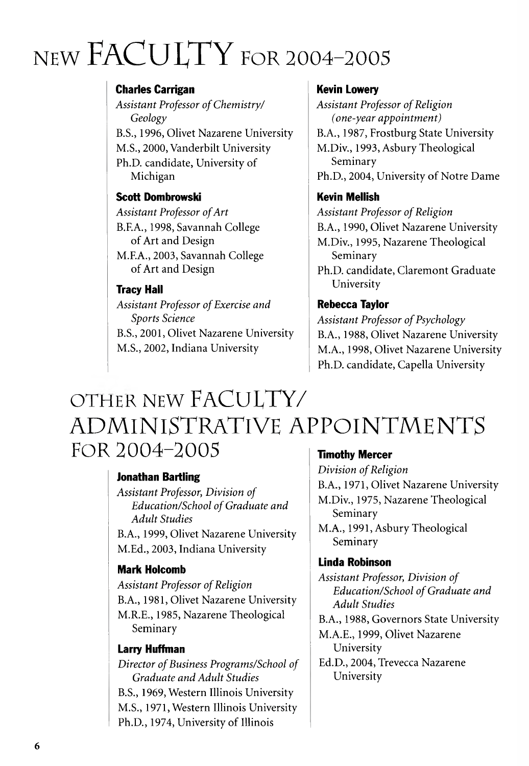# NEW FACULTY FOR 2004–2005

**Charles Carrigan**
*Assistant Professor of Chemistry/Geology*
B.S., 1996, Olivet Nazarene University
M.S., 2000, Vanderbilt University
Ph.D. candidate, University of Michigan

**Scott Dombrowski**
*Assistant Professor of Art*
B.F.A., 1998, Savannah College of Art and Design
M.F.A., 2003, Savannah College of Art and Design

**Tracy Hall**
*Assistant Professor of Exercise and Sports Science*
B.S., 2001, Olivet Nazarene University
M.S., 2002, Indiana University

**Kevin Lowery**
*Assistant Professor of Religion (one-year appointment)*
B.A., 1987, Frostburg State University
M.Div., 1993, Asbury Theological Seminary
Ph.D., 2004, University of Notre Dame

**Kevin Mellish**
*Assistant Professor of Religion*
B.A., 1990, Olivet Nazarene University
M.Div., 1995, Nazarene Theological Seminary
Ph.D. candidate, Claremont Graduate University

**Rebecca Taylor**
*Assistant Professor of Psychology*
B.A., 1988, Olivet Nazarene University
M.A., 1998, Olivet Nazarene University
Ph.D. candidate, Capella University

# OTHER NEW FACULTY/ ADMINISTRATIVE APPOINTMENTS FOR 2004–2005

**Jonathan Bartling**
*Assistant Professor, Division of Education/School of Graduate and Adult Studies*
B.A., 1999, Olivet Nazarene University
M.Ed., 2003, Indiana University

**Mark Holcomb**
*Assistant Professor of Religion*
B.A., 1981, Olivet Nazarene University
M.R.E., 1985, Nazarene Theological Seminary

**Larry Huffman**
*Director of Business Programs/School of Graduate and Adult Studies*
B.S., 1969, Western Illinois University
M.S., 1971, Western Illinois University
Ph.D., 1974, University of Illinois

**Timothy Mercer**
*Division of Religion*
B.A., 1971, Olivet Nazarene University
M.Div., 1975, Nazarene Theological Seminary
M.A., 1991, Asbury Theological Seminary

**Linda Robinson**
*Assistant Professor, Division of Education/School of Graduate and Adult Studies*
B.A., 1988, Governors State University
M.A.E., 1999, Olivet Nazarene University
Ed.D., 2004, Trevecca Nazarene University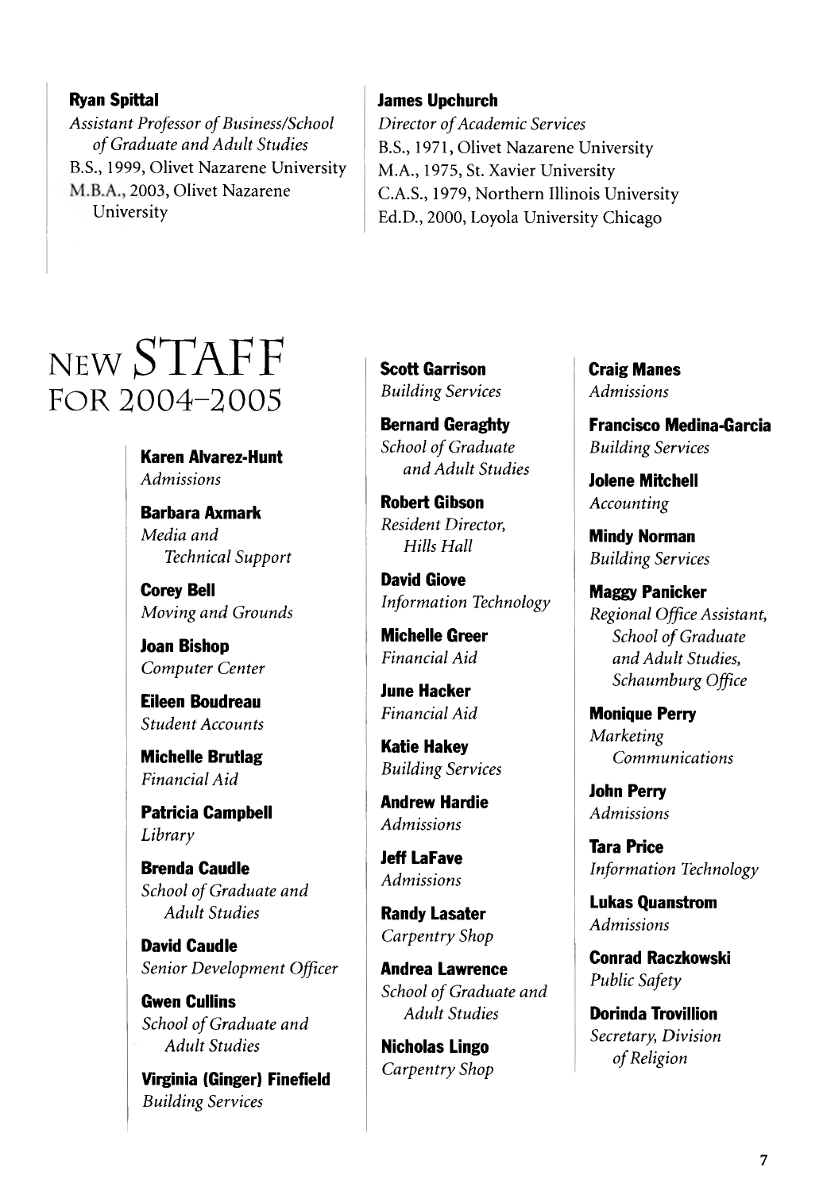**Ryan Spittal**
*Assistant Professor of Business/School of Graduate and Adult Studies*
B.S., 1999, Olivet Nazarene University
M.B.A., 2003, Olivet Nazarene University

**James Upchurch**
*Director of Academic Services*
B.S., 1971, Olivet Nazarene University
M.A., 1975, St. Xavier University
C.A.S., 1979, Northern Illinois University
Ed.D., 2000, Loyola University Chicago

# NEW STAFF FOR 2004–2005

**Karen Alvarez-Hunt**
*Admissions*

**Barbara Axmark**
*Media and Technical Support*

**Corey Bell**
*Moving and Grounds*

**Joan Bishop**
*Computer Center*

**Eileen Boudreau**
*Student Accounts*

**Michelle Brutlag**
*Financial Aid*

**Patricia Campbell**
*Library*

**Brenda Caudle**
*School of Graduate and Adult Studies*

**David Caudle**
*Senior Development Officer*

**Gwen Cullins**
*School of Graduate and Adult Studies*

**Virginia (Ginger) Finefield**
*Building Services*

**Scott Garrison**
*Building Services*

**Bernard Geraghty**
*School of Graduate and Adult Studies*

**Robert Gibson**
*Resident Director, Hills Hall*

**David Giove**
*Information Technology*

**Michelle Greer**
*Financial Aid*

**June Hacker**
*Financial Aid*

**Katie Hakey**
*Building Services*

**Andrew Hardie**
*Admissions*

**Jeff LaFave**
*Admissions*

**Randy Lasater**
*Carpentry Shop*

**Andrea Lawrence**
*School of Graduate and Adult Studies*

**Nicholas Lingo**
*Carpentry Shop*

**Craig Manes**
*Admissions*

**Francisco Medina-Garcia**
*Building Services*

**Jolene Mitchell**
*Accounting*

**Mindy Norman**
*Building Services*

**Maggy Panicker**
*Regional Office Assistant, School of Graduate and Adult Studies, Schaumburg Office*

**Monique Perry**
*Marketing Communications*

**John Perry**
*Admissions*

**Tara Price**
*Information Technology*

**Lukas Quanstrom**
*Admissions*

**Conrad Raczkowski**
*Public Safety*

**Dorinda Trovillion**
*Secretary, Division of Religion*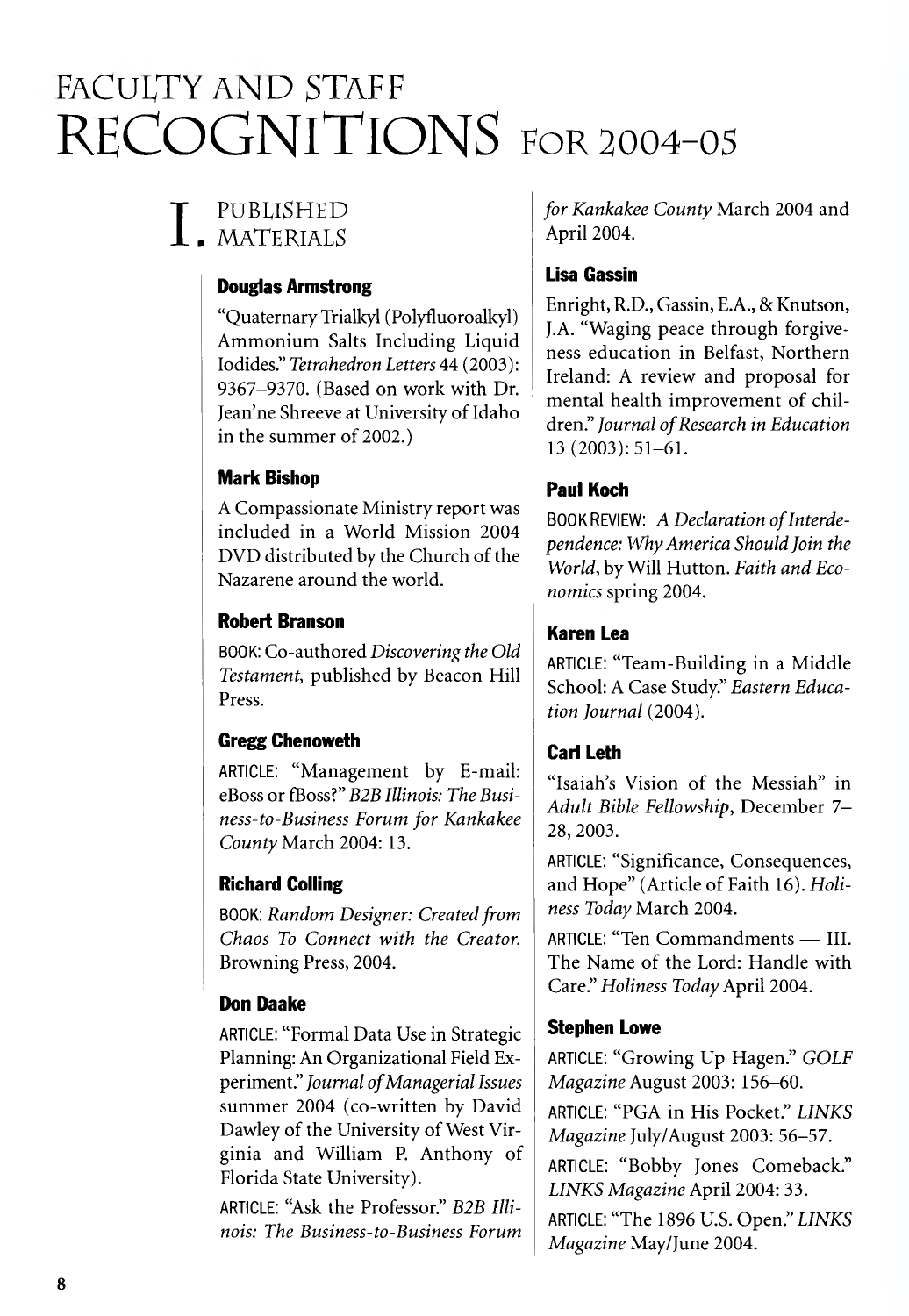# Faculty and Staff Recognitions for 2004–05

## I. Published Materials

### Douglas Armstrong

"Quaternary Trialkyl (Polyfluoroalkyl) Ammonium Salts Including Liquid Iodides." *Tetrahedron Letters* 44 (2003): 9367–9370. (Based on work with Dr. Jean'ne Shreeve at University of Idaho in the summer of 2002.)

### Mark Bishop

A Compassionate Ministry report was included in a World Mission 2004 DVD distributed by the Church of the Nazarene around the world.

### Robert Branson

BOOK: Co-authored *Discovering the Old Testament,* published by Beacon Hill Press.

### Gregg Chenoweth

ARTICLE: "Management by E-mail: eBoss or fBoss?" *B2B Illinois: The Business-to-Business Forum for Kankakee County* March 2004: 13.

### Richard Colling

BOOK: *Random Designer: Created from Chaos To Connect with the Creator.* Browning Press, 2004.

### Don Daake

ARTICLE: "Formal Data Use in Strategic Planning: An Organizational Field Experiment." *Journal of Managerial Issues* summer 2004 (co-written by David Dawley of the University of West Virginia and William P. Anthony of Florida State University).

ARTICLE: "Ask the Professor." *B2B Illinois: The Business-to-Business Forum for Kankakee County* March 2004 and April 2004.

### Lisa Gassin

Enright, R.D., Gassin, E.A., & Knutson, J.A. "Waging peace through forgiveness education in Belfast, Northern Ireland: A review and proposal for mental health improvement of children." *Journal of Research in Education* 13 (2003): 51–61.

### Paul Koch

BOOK REVIEW: *A Declaration of Interdependence: Why America Should Join the World,* by Will Hutton. *Faith and Economics* spring 2004.

### Karen Lea

ARTICLE: "Team-Building in a Middle School: A Case Study." *Eastern Education Journal* (2004).

### Carl Leth

"Isaiah's Vision of the Messiah" in *Adult Bible Fellowship,* December 7–28, 2003.

ARTICLE: "Significance, Consequences, and Hope" (Article of Faith 16). *Holiness Today* March 2004.

ARTICLE: "Ten Commandments — III. The Name of the Lord: Handle with Care." *Holiness Today* April 2004.

### Stephen Lowe

ARTICLE: "Growing Up Hagen." *GOLF Magazine* August 2003: 156–60.

ARTICLE: "PGA in His Pocket." *LINKS Magazine* July/August 2003: 56–57.

ARTICLE: "Bobby Jones Comeback." *LINKS Magazine* April 2004: 33.

ARTICLE: "The 1896 U.S. Open." *LINKS Magazine* May/June 2004.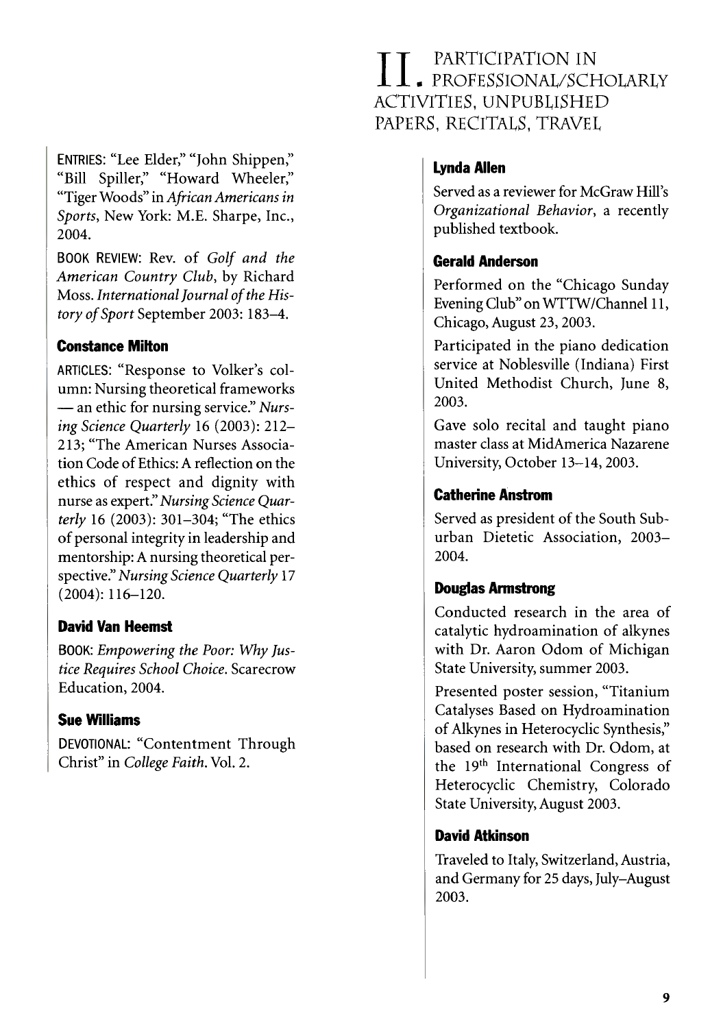ENTRIES: "Lee Elder," "John Shippen," "Bill Spiller," "Howard Wheeler," "Tiger Woods" in *African Americans in Sports*, New York: M.E. Sharpe, Inc., 2004.

BOOK REVIEW: Rev. of *Golf and the American Country Club*, by Richard Moss. *International Journal of the History of Sport* September 2003: 183–4.

### Constance Milton

ARTICLES: "Response to Volker's column: Nursing theoretical frameworks — an ethic for nursing service." *Nursing Science Quarterly* 16 (2003): 212–213; "The American Nurses Association Code of Ethics: A reflection on the ethics of respect and dignity with nurse as expert." *Nursing Science Quarterly* 16 (2003): 301–304; "The ethics of personal integrity in leadership and mentorship: A nursing theoretical perspective." *Nursing Science Quarterly* 17 (2004): 116–120.

### David Van Heemst

BOOK: *Empowering the Poor: Why Justice Requires School Choice.* Scarecrow Education, 2004.

### Sue Williams

DEVOTIONAL: "Contentment Through Christ" in *College Faith*. Vol. 2.

# II. Participation in Professional/Scholarly Activities, Unpublished Papers, Recitals, Travel

### Lynda Allen

Served as a reviewer for McGraw Hill's *Organizational Behavior*, a recently published textbook.

### Gerald Anderson

Performed on the "Chicago Sunday Evening Club" on WTTW/Channel 11, Chicago, August 23, 2003.

Participated in the piano dedication service at Noblesville (Indiana) First United Methodist Church, June 8, 2003.

Gave solo recital and taught piano master class at MidAmerica Nazarene University, October 13–14, 2003.

### Catherine Anstrom

Served as president of the South Suburban Dietetic Association, 2003–2004.

### Douglas Armstrong

Conducted research in the area of catalytic hydroamination of alkynes with Dr. Aaron Odom of Michigan State University, summer 2003.

Presented poster session, "Titanium Catalyses Based on Hydroamination of Alkynes in Heterocyclic Synthesis," based on research with Dr. Odom, at the 19th International Congress of Heterocyclic Chemistry, Colorado State University, August 2003.

### David Atkinson

Traveled to Italy, Switzerland, Austria, and Germany for 25 days, July–August 2003.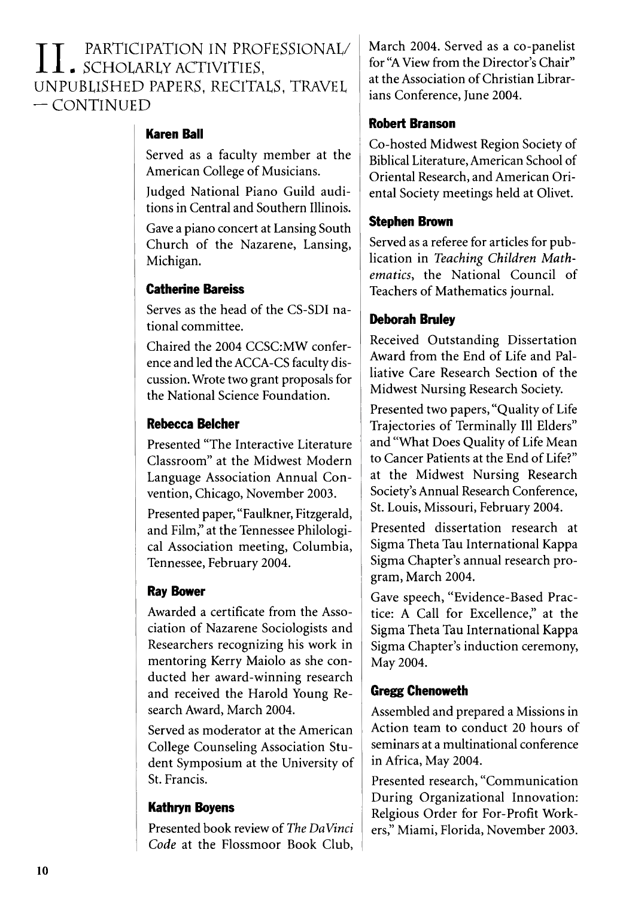# II. PARTICIPATION IN PROFESSIONAL/ SCHOLARLY ACTIVITIES, UNPUBLISHED PAPERS, RECITALS, TRAVEL — CONTINUED

### Karen Ball

Served as a faculty member at the American College of Musicians.

Judged National Piano Guild auditions in Central and Southern Illinois.

Gave a piano concert at Lansing South Church of the Nazarene, Lansing, Michigan.

### Catherine Bareiss

Serves as the head of the CS-SDI national committee.

Chaired the 2004 CCSC:MW conference and led the ACCA-CS faculty discussion. Wrote two grant proposals for the National Science Foundation.

### Rebecca Belcher

Presented "The Interactive Literature Classroom" at the Midwest Modern Language Association Annual Convention, Chicago, November 2003.

Presented paper, "Faulkner, Fitzgerald, and Film," at the Tennessee Philological Association meeting, Columbia, Tennessee, February 2004.

### Ray Bower

Awarded a certificate from the Association of Nazarene Sociologists and Researchers recognizing his work in mentoring Kerry Maiolo as she conducted her award-winning research and received the Harold Young Research Award, March 2004.

Served as moderator at the American College Counseling Association Student Symposium at the University of St. Francis.

### Kathryn Boyens

Presented book review of *The DaVinci Code* at the Flossmoor Book Club, March 2004. Served as a co-panelist for "A View from the Director's Chair" at the Association of Christian Librarians Conference, June 2004.

### Robert Branson

Co-hosted Midwest Region Society of Biblical Literature, American School of Oriental Research, and American Oriental Society meetings held at Olivet.

### Stephen Brown

Served as a referee for articles for publication in *Teaching Children Mathematics*, the National Council of Teachers of Mathematics journal.

### Deborah Bruley

Received Outstanding Dissertation Award from the End of Life and Palliative Care Research Section of the Midwest Nursing Research Society.

Presented two papers, "Quality of Life Trajectories of Terminally Ill Elders" and "What Does Quality of Life Mean to Cancer Patients at the End of Life?" at the Midwest Nursing Research Society's Annual Research Conference, St. Louis, Missouri, February 2004.

Presented dissertation research at Sigma Theta Tau International Kappa Sigma Chapter's annual research program, March 2004.

Gave speech, "Evidence-Based Practice: A Call for Excellence," at the Sigma Theta Tau International Kappa Sigma Chapter's induction ceremony, May 2004.

### Gregg Chenoweth

Assembled and prepared a Missions in Action team to conduct 20 hours of seminars at a multinational conference in Africa, May 2004.

Presented research, "Communication During Organizational Innovation: Relgious Order for For-Profit Workers," Miami, Florida, November 2003.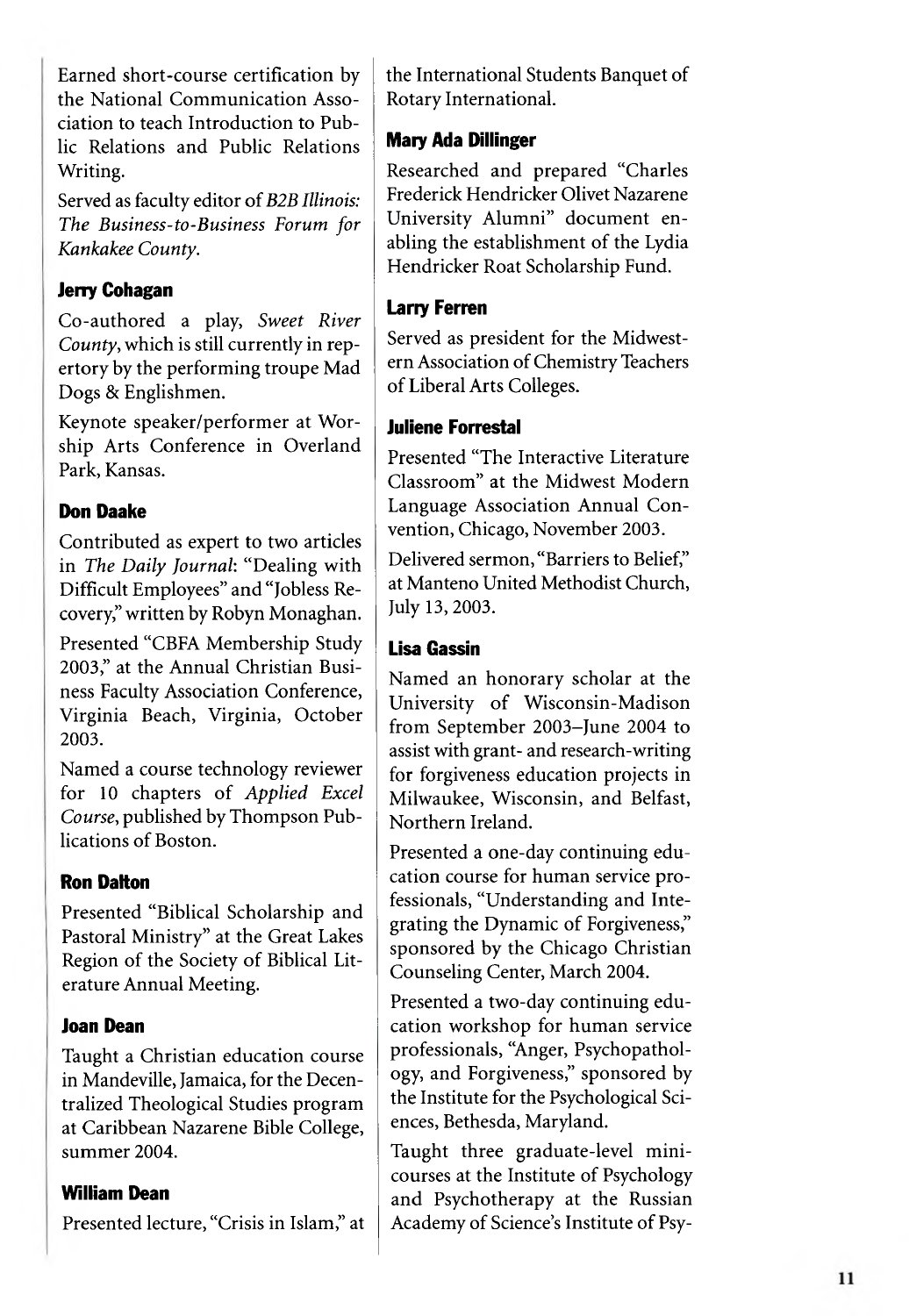Earned short-course certification by the National Communication Association to teach Introduction to Public Relations and Public Relations Writing.

Served as faculty editor of *B2B Illinois: The Business-to-Business Forum for Kankakee County.*

### Jerry Cohagan

Co-authored a play, *Sweet River County*, which is still currently in repertory by the performing troupe Mad Dogs & Englishmen.

Keynote speaker/performer at Worship Arts Conference in Overland Park, Kansas.

### Don Daake

Contributed as expert to two articles in *The Daily Journal*: "Dealing with Difficult Employees" and "Jobless Recovery," written by Robyn Monaghan.

Presented "CBFA Membership Study 2003," at the Annual Christian Business Faculty Association Conference, Virginia Beach, Virginia, October 2003.

Named a course technology reviewer for 10 chapters of *Applied Excel Course*, published by Thompson Publications of Boston.

### Ron Dalton

Presented "Biblical Scholarship and Pastoral Ministry" at the Great Lakes Region of the Society of Biblical Literature Annual Meeting.

### Joan Dean

Taught a Christian education course in Mandeville, Jamaica, for the Decentralized Theological Studies program at Caribbean Nazarene Bible College, summer 2004.

### William Dean

Presented lecture, "Crisis in Islam," at the International Students Banquet of Rotary International.

### Mary Ada Dillinger

Researched and prepared "Charles Frederick Hendricker Olivet Nazarene University Alumni" document enabling the establishment of the Lydia Hendricker Roat Scholarship Fund.

### Larry Ferren

Served as president for the Midwestern Association of Chemistry Teachers of Liberal Arts Colleges.

### Juliene Forrestal

Presented "The Interactive Literature Classroom" at the Midwest Modern Language Association Annual Convention, Chicago, November 2003.

Delivered sermon, "Barriers to Belief," at Manteno United Methodist Church, July 13, 2003.

### Lisa Gassin

Named an honorary scholar at the University of Wisconsin-Madison from September 2003–June 2004 to assist with grant- and research-writing for forgiveness education projects in Milwaukee, Wisconsin, and Belfast, Northern Ireland.

Presented a one-day continuing education course for human service professionals, "Understanding and Integrating the Dynamic of Forgiveness," sponsored by the Chicago Christian Counseling Center, March 2004.

Presented a two-day continuing education workshop for human service professionals, "Anger, Psychopathology, and Forgiveness," sponsored by the Institute for the Psychological Sciences, Bethesda, Maryland.

Taught three graduate-level mini-courses at the Institute of Psychology and Psychotherapy at the Russian Academy of Science's Institute of Psy-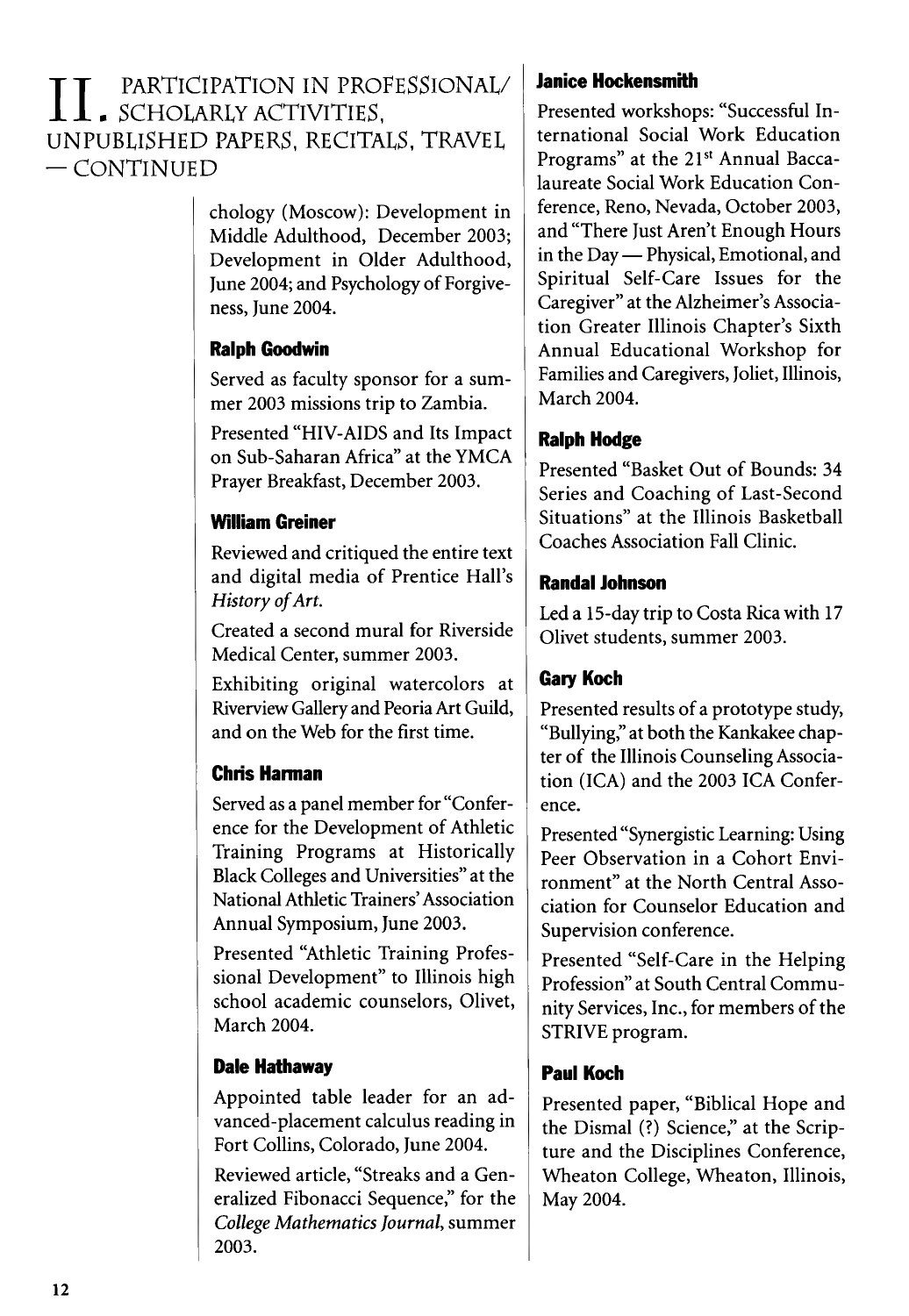# II. PARTICIPATION IN PROFESSIONAL/SCHOLARLY ACTIVITIES, UNPUBLISHED PAPERS, RECITALS, TRAVEL — CONTINUED

chology (Moscow): Development in Middle Adulthood, December 2003; Development in Older Adulthood, June 2004; and Psychology of Forgiveness, June 2004.

### Ralph Goodwin

Served as faculty sponsor for a summer 2003 missions trip to Zambia.

Presented "HIV-AIDS and Its Impact on Sub-Saharan Africa" at the YMCA Prayer Breakfast, December 2003.

### William Greiner

Reviewed and critiqued the entire text and digital media of Prentice Hall's *History of Art.*

Created a second mural for Riverside Medical Center, summer 2003.

Exhibiting original watercolors at Riverview Gallery and Peoria Art Guild, and on the Web for the first time.

### Chris Harman

Served as a panel member for "Conference for the Development of Athletic Training Programs at Historically Black Colleges and Universities" at the National Athletic Trainers' Association Annual Symposium, June 2003.

Presented "Athletic Training Professional Development" to Illinois high school academic counselors, Olivet, March 2004.

### Dale Hathaway

Appointed table leader for an advanced-placement calculus reading in Fort Collins, Colorado, June 2004.

Reviewed article, "Streaks and a Generalized Fibonacci Sequence," for the *College Mathematics Journal*, summer 2003.

### Janice Hockensmith

Presented workshops: "Successful International Social Work Education Programs" at the 21st Annual Baccalaureate Social Work Education Conference, Reno, Nevada, October 2003, and "There Just Aren't Enough Hours in the Day — Physical, Emotional, and Spiritual Self-Care Issues for the Caregiver" at the Alzheimer's Association Greater Illinois Chapter's Sixth Annual Educational Workshop for Families and Caregivers, Joliet, Illinois, March 2004.

### Ralph Hodge

Presented "Basket Out of Bounds: 34 Series and Coaching of Last-Second Situations" at the Illinois Basketball Coaches Association Fall Clinic.

### Randal Johnson

Led a 15-day trip to Costa Rica with 17 Olivet students, summer 2003.

### Gary Koch

Presented results of a prototype study, "Bullying," at both the Kankakee chapter of the Illinois Counseling Association (ICA) and the 2003 ICA Conference.

Presented "Synergistic Learning: Using Peer Observation in a Cohort Environment" at the North Central Association for Counselor Education and Supervision conference.

Presented "Self-Care in the Helping Profession" at South Central Community Services, Inc., for members of the STRIVE program.

### Paul Koch

Presented paper, "Biblical Hope and the Dismal (?) Science," at the Scripture and the Disciplines Conference, Wheaton College, Wheaton, Illinois, May 2004.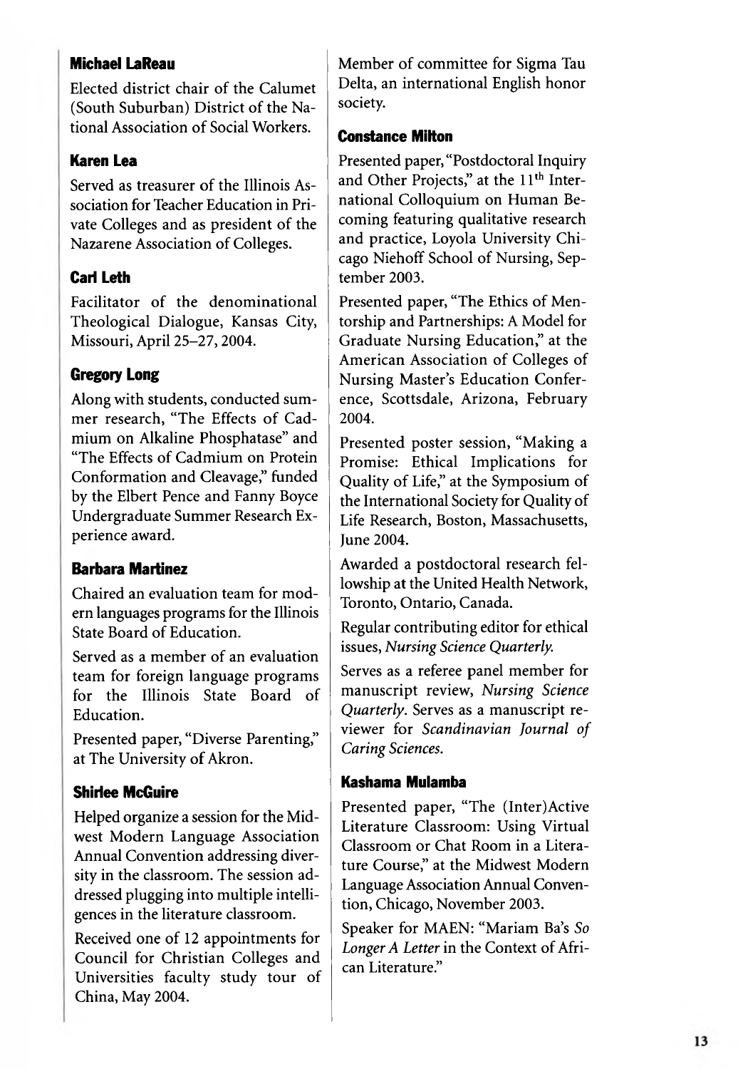### Michael LaReau

Elected district chair of the Calumet (South Suburban) District of the National Association of Social Workers.

### Karen Lea

Served as treasurer of the Illinois Association for Teacher Education in Private Colleges and as president of the Nazarene Association of Colleges.

### Carl Leth

Facilitator of the denominational Theological Dialogue, Kansas City, Missouri, April 25–27, 2004.

### Gregory Long

Along with students, conducted summer research, "The Effects of Cadmium on Alkaline Phosphatase" and "The Effects of Cadmium on Protein Conformation and Cleavage," funded by the Elbert Pence and Fanny Boyce Undergraduate Summer Research Experience award.

### Barbara Martinez

Chaired an evaluation team for modern languages programs for the Illinois State Board of Education.

Served as a member of an evaluation team for foreign language programs for the Illinois State Board of Education.

Presented paper, "Diverse Parenting," at The University of Akron.

### Shirlee McGuire

Helped organize a session for the Midwest Modern Language Association Annual Convention addressing diversity in the classroom. The session addressed plugging into multiple intelligences in the literature classroom.

Received one of 12 appointments for Council for Christian Colleges and Universities faculty study tour of China, May 2004.

Member of committee for Sigma Tau Delta, an international English honor society.

### Constance Milton

Presented paper, "Postdoctoral Inquiry and Other Projects," at the 11th International Colloquium on Human Becoming featuring qualitative research and practice, Loyola University Chicago Niehoff School of Nursing, September 2003.

Presented paper, "The Ethics of Mentorship and Partnerships: A Model for Graduate Nursing Education," at the American Association of Colleges of Nursing Master's Education Conference, Scottsdale, Arizona, February 2004.

Presented poster session, "Making a Promise: Ethical Implications for Quality of Life," at the Symposium of the International Society for Quality of Life Research, Boston, Massachusetts, June 2004.

Awarded a postdoctoral research fellowship at the United Health Network, Toronto, Ontario, Canada.

Regular contributing editor for ethical issues, *Nursing Science Quarterly.*

Serves as a referee panel member for manuscript review, *Nursing Science Quarterly*. Serves as a manuscript reviewer for *Scandinavian Journal of Caring Sciences.*

### Kashama Mulamba

Presented paper, "The (Inter)Active Literature Classroom: Using Virtual Classroom or Chat Room in a Literature Course," at the Midwest Modern Language Association Annual Convention, Chicago, November 2003.

Speaker for MAEN: "Mariam Ba's *So Longer A Letter* in the Context of African Literature."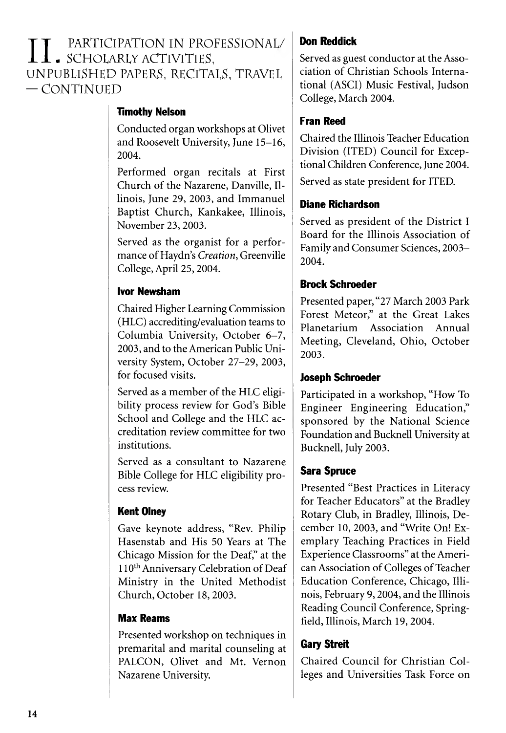# II. PARTICIPATION IN PROFESSIONAL/ SCHOLARLY ACTIVITIES, UNPUBLISHED PAPERS, RECITALS, TRAVEL — CONTINUED

### Timothy Nelson

Conducted organ workshops at Olivet and Roosevelt University, June 15–16, 2004.

Performed organ recitals at First Church of the Nazarene, Danville, Illinois, June 29, 2003, and Immanuel Baptist Church, Kankakee, Illinois, November 23, 2003.

Served as the organist for a performance of Haydn's *Creation*, Greenville College, April 25, 2004.

### Ivor Newsham

Chaired Higher Learning Commission (HLC) accrediting/evaluation teams to Columbia University, October 6–7, 2003, and to the American Public University System, October 27–29, 2003, for focused visits.

Served as a member of the HLC eligibility process review for God's Bible School and College and the HLC accreditation review committee for two institutions.

Served as a consultant to Nazarene Bible College for HLC eligibility process review.

### Kent Olney

Gave keynote address, "Rev. Philip Hasenstab and His 50 Years at The Chicago Mission for the Deaf," at the 110th Anniversary Celebration of Deaf Ministry in the United Methodist Church, October 18, 2003.

### Max Reams

Presented workshop on techniques in premarital and marital counseling at PALCON, Olivet and Mt. Vernon Nazarene University.

### Don Reddick

Served as guest conductor at the Association of Christian Schools International (ASCI) Music Festival, Judson College, March 2004.

### Fran Reed

Chaired the Illinois Teacher Education Division (ITED) Council for Exceptional Children Conference, June 2004.

Served as state president for ITED.

### Diane Richardson

Served as president of the District I Board for the Illinois Association of Family and Consumer Sciences, 2003–2004.

### Brock Schroeder

Presented paper, "27 March 2003 Park Forest Meteor," at the Great Lakes Planetarium Association Annual Meeting, Cleveland, Ohio, October 2003.

### Joseph Schroeder

Participated in a workshop, "How To Engineer Engineering Education," sponsored by the National Science Foundation and Bucknell University at Bucknell, July 2003.

### Sara Spruce

Presented "Best Practices in Literacy for Teacher Educators" at the Bradley Rotary Club, in Bradley, Illinois, December 10, 2003, and "Write On! Exemplary Teaching Practices in Field Experience Classrooms" at the American Association of Colleges of Teacher Education Conference, Chicago, Illinois, February 9, 2004, and the Illinois Reading Council Conference, Springfield, Illinois, March 19, 2004.

### Gary Streit

Chaired Council for Christian Colleges and Universities Task Force on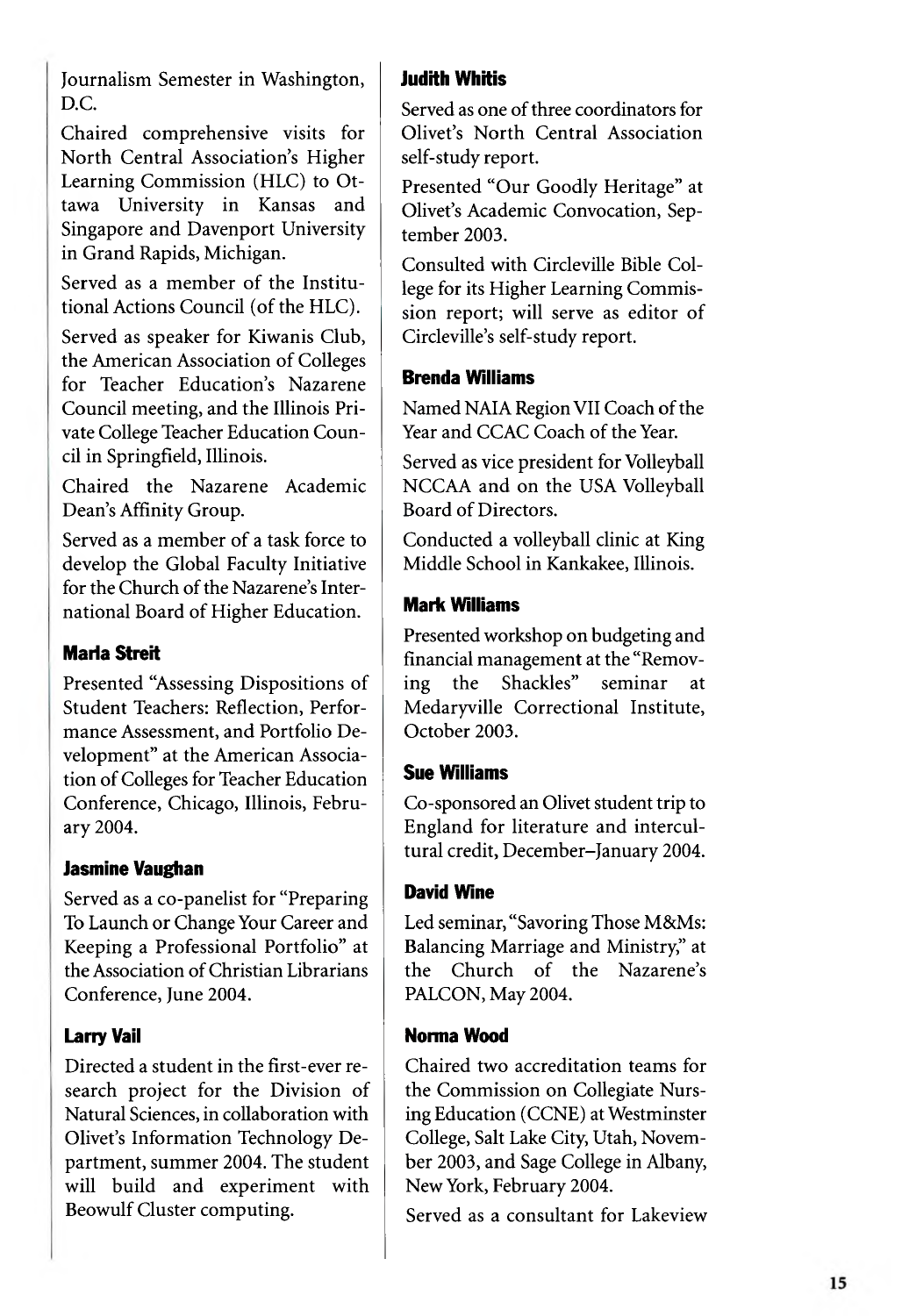Journalism Semester in Washington, D.C.

Chaired comprehensive visits for North Central Association's Higher Learning Commission (HLC) to Ottawa University in Kansas and Singapore and Davenport University in Grand Rapids, Michigan.

Served as a member of the Institutional Actions Council (of the HLC).

Served as speaker for Kiwanis Club, the American Association of Colleges for Teacher Education's Nazarene Council meeting, and the Illinois Private College Teacher Education Council in Springfield, Illinois.

Chaired the Nazarene Academic Dean's Affinity Group.

Served as a member of a task force to develop the Global Faculty Initiative for the Church of the Nazarene's International Board of Higher Education.

### Marla Streit

Presented "Assessing Dispositions of Student Teachers: Reflection, Performance Assessment, and Portfolio Development" at the American Association of Colleges for Teacher Education Conference, Chicago, Illinois, February 2004.

### Jasmine Vaughan

Served as a co-panelist for "Preparing To Launch or Change Your Career and Keeping a Professional Portfolio" at the Association of Christian Librarians Conference, June 2004.

### Larry Vail

Directed a student in the first-ever research project for the Division of Natural Sciences, in collaboration with Olivet's Information Technology Department, summer 2004. The student will build and experiment with Beowulf Cluster computing.

### Judith Whitis

Served as one of three coordinators for Olivet's North Central Association self-study report.

Presented "Our Goodly Heritage" at Olivet's Academic Convocation, September 2003.

Consulted with Circleville Bible College for its Higher Learning Commission report; will serve as editor of Circleville's self-study report.

### Brenda Williams

Named NAIA Region VII Coach of the Year and CCAC Coach of the Year.

Served as vice president for Volleyball NCCAA and on the USA Volleyball Board of Directors.

Conducted a volleyball clinic at King Middle School in Kankakee, Illinois.

### Mark Williams

Presented workshop on budgeting and financial management at the "Removing the Shackles" seminar at Medaryville Correctional Institute, October 2003.

### Sue Williams

Co-sponsored an Olivet student trip to England for literature and intercultural credit, December–January 2004.

### David Wine

Led seminar, "Savoring Those M&Ms: Balancing Marriage and Ministry," at the Church of the Nazarene's PALCON, May 2004.

### Norma Wood

Chaired two accreditation teams for the Commission on Collegiate Nursing Education (CCNE) at Westminster College, Salt Lake City, Utah, November 2003, and Sage College in Albany, New York, February 2004.

Served as a consultant for Lakeview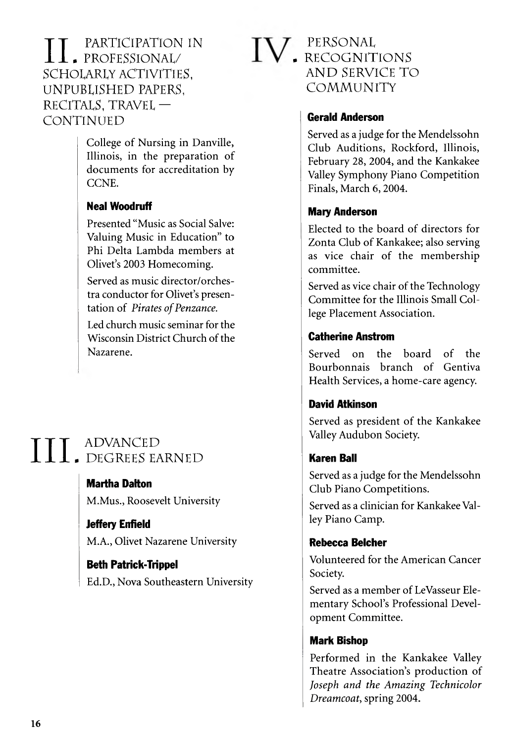## II. Participation in Professional/Scholarly Activities, Unpublished Papers, Recitals, Travel — Continued

College of Nursing in Danville, Illinois, in the preparation of documents for accreditation by CCNE.

**Neal Woodruff**

Presented "Music as Social Salve: Valuing Music in Education" to Phi Delta Lambda members at Olivet's 2003 Homecoming.

Served as music director/orchestra conductor for Olivet's presentation of *Pirates of Penzance.*

Led church music seminar for the Wisconsin District Church of the Nazarene.

## III. Advanced Degrees Earned

**Martha Dalton**

M.Mus., Roosevelt University

**Jeffery Enfield**

M.A., Olivet Nazarene University

**Beth Patrick-Trippel**

Ed.D., Nova Southeastern University

## IV. Personal Recognitions and Service to Community

**Gerald Anderson**

Served as a judge for the Mendelssohn Club Auditions, Rockford, Illinois, February 28, 2004, and the Kankakee Valley Symphony Piano Competition Finals, March 6, 2004.

**Mary Anderson**

Elected to the board of directors for Zonta Club of Kankakee; also serving as vice chair of the membership committee.

Served as vice chair of the Technology Committee for the Illinois Small College Placement Association.

**Catherine Anstrom**

Served on the board of the Bourbonnais branch of Gentiva Health Services, a home-care agency.

**David Atkinson**

Served as president of the Kankakee Valley Audubon Society.

**Karen Ball**

Served as a judge for the Mendelssohn Club Piano Competitions.

Served as a clinician for Kankakee Valley Piano Camp.

**Rebecca Belcher**

Volunteered for the American Cancer Society.

Served as a member of LeVasseur Elementary School's Professional Development Committee.

**Mark Bishop**

Performed in the Kankakee Valley Theatre Association's production of *Joseph and the Amazing Technicolor Dreamcoat*, spring 2004.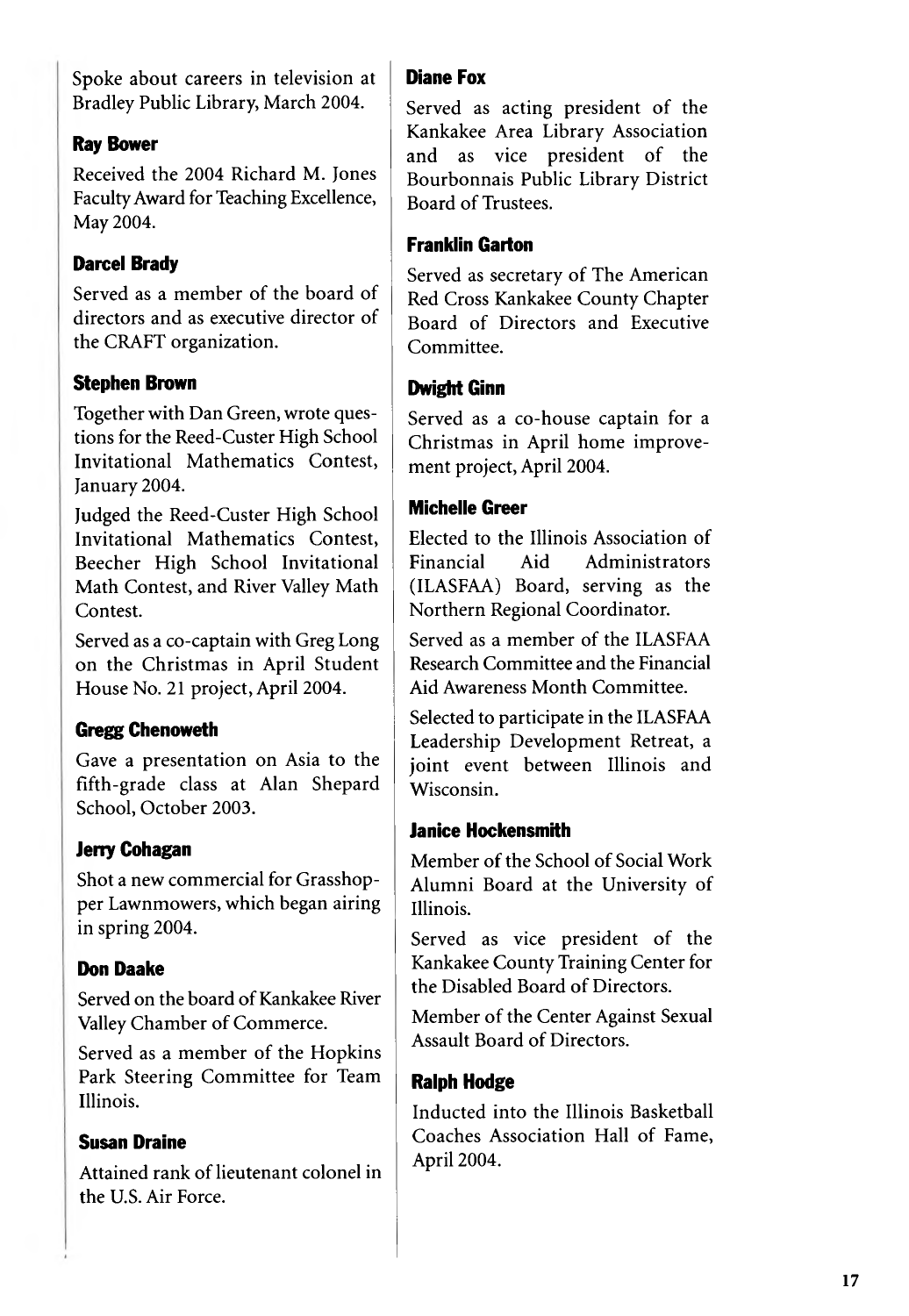Spoke about careers in television at Bradley Public Library, March 2004.

### Ray Bower

Received the 2004 Richard M. Jones Faculty Award for Teaching Excellence, May 2004.

### Darcel Brady

Served as a member of the board of directors and as executive director of the CRAFT organization.

### Stephen Brown

Together with Dan Green, wrote questions for the Reed-Custer High School Invitational Mathematics Contest, January 2004.

Judged the Reed-Custer High School Invitational Mathematics Contest, Beecher High School Invitational Math Contest, and River Valley Math Contest.

Served as a co-captain with Greg Long on the Christmas in April Student House No. 21 project, April 2004.

### Gregg Chenoweth

Gave a presentation on Asia to the fifth-grade class at Alan Shepard School, October 2003.

### Jerry Cohagan

Shot a new commercial for Grasshopper Lawnmowers, which began airing in spring 2004.

### Don Daake

Served on the board of Kankakee River Valley Chamber of Commerce.

Served as a member of the Hopkins Park Steering Committee for Team Illinois.

### Susan Draine

Attained rank of lieutenant colonel in the U.S. Air Force.

### Diane Fox

Served as acting president of the Kankakee Area Library Association and as vice president of the Bourbonnais Public Library District Board of Trustees.

### Franklin Garton

Served as secretary of The American Red Cross Kankakee County Chapter Board of Directors and Executive Committee.

### Dwight Ginn

Served as a co-house captain for a Christmas in April home improvement project, April 2004.

### Michelle Greer

Elected to the Illinois Association of Financial Aid Administrators (ILASFAA) Board, serving as the Northern Regional Coordinator.

Served as a member of the ILASFAA Research Committee and the Financial Aid Awareness Month Committee.

Selected to participate in the ILASFAA Leadership Development Retreat, a joint event between Illinois and Wisconsin.

### Janice Hockensmith

Member of the School of Social Work Alumni Board at the University of Illinois.

Served as vice president of the Kankakee County Training Center for the Disabled Board of Directors.

Member of the Center Against Sexual Assault Board of Directors.

### Ralph Hodge

Inducted into the Illinois Basketball Coaches Association Hall of Fame, April 2004.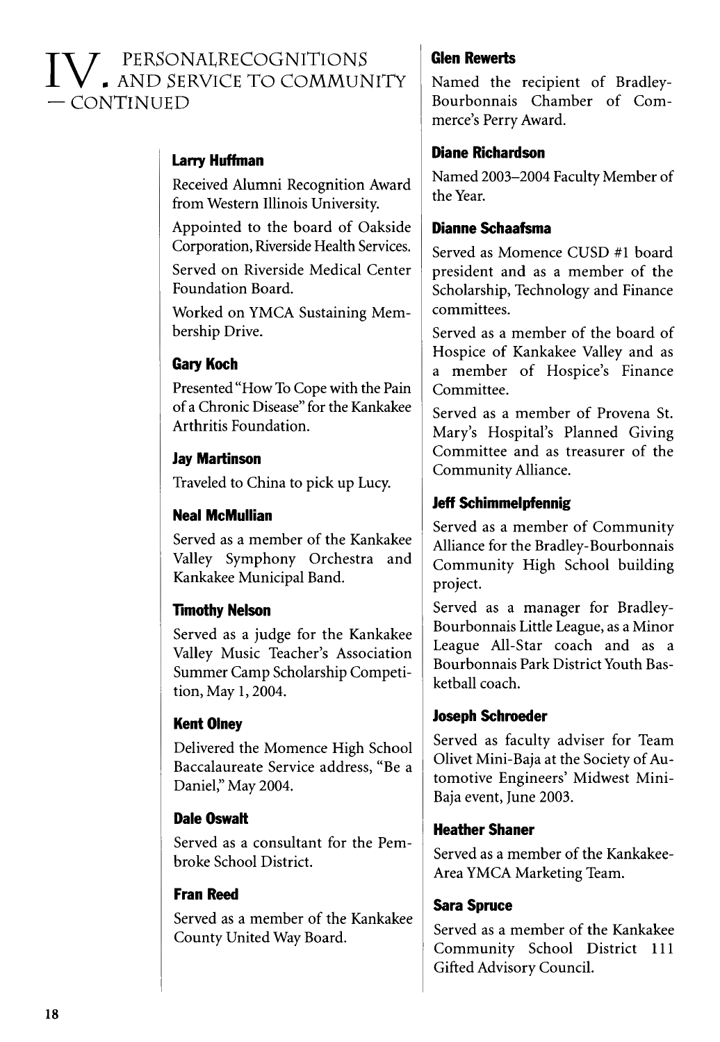# IV. Personal Recognitions and Service to Community — Continued

### Larry Huffman

Received Alumni Recognition Award from Western Illinois University.

Appointed to the board of Oakside Corporation, Riverside Health Services.

Served on Riverside Medical Center Foundation Board.

Worked on YMCA Sustaining Membership Drive.

### Gary Koch

Presented "How To Cope with the Pain of a Chronic Disease" for the Kankakee Arthritis Foundation.

### Jay Martinson

Traveled to China to pick up Lucy.

### Neal McMullian

Served as a member of the Kankakee Valley Symphony Orchestra and Kankakee Municipal Band.

### Timothy Nelson

Served as a judge for the Kankakee Valley Music Teacher's Association Summer Camp Scholarship Competition, May 1, 2004.

### Kent Olney

Delivered the Momence High School Baccalaureate Service address, "Be a Daniel," May 2004.

### Dale Oswalt

Served as a consultant for the Pembroke School District.

### Fran Reed

Served as a member of the Kankakee County United Way Board.

### Glen Rewerts

Named the recipient of Bradley-Bourbonnais Chamber of Commerce's Perry Award.

### Diane Richardson

Named 2003–2004 Faculty Member of the Year.

### Dianne Schaafsma

Served as Momence CUSD #1 board president and as a member of the Scholarship, Technology and Finance committees.

Served as a member of the board of Hospice of Kankakee Valley and as a member of Hospice's Finance Committee.

Served as a member of Provena St. Mary's Hospital's Planned Giving Committee and as treasurer of the Community Alliance.

### Jeff Schimmelpfennig

Served as a member of Community Alliance for the Bradley-Bourbonnais Community High School building project.

Served as a manager for Bradley-Bourbonnais Little League, as a Minor League All-Star coach and as a Bourbonnais Park District Youth Basketball coach.

### Joseph Schroeder

Served as faculty adviser for Team Olivet Mini-Baja at the Society of Automotive Engineers' Midwest Mini-Baja event, June 2003.

### Heather Shaner

Served as a member of the Kankakee-Area YMCA Marketing Team.

### Sara Spruce

Served as a member of the Kankakee Community School District 111 Gifted Advisory Council.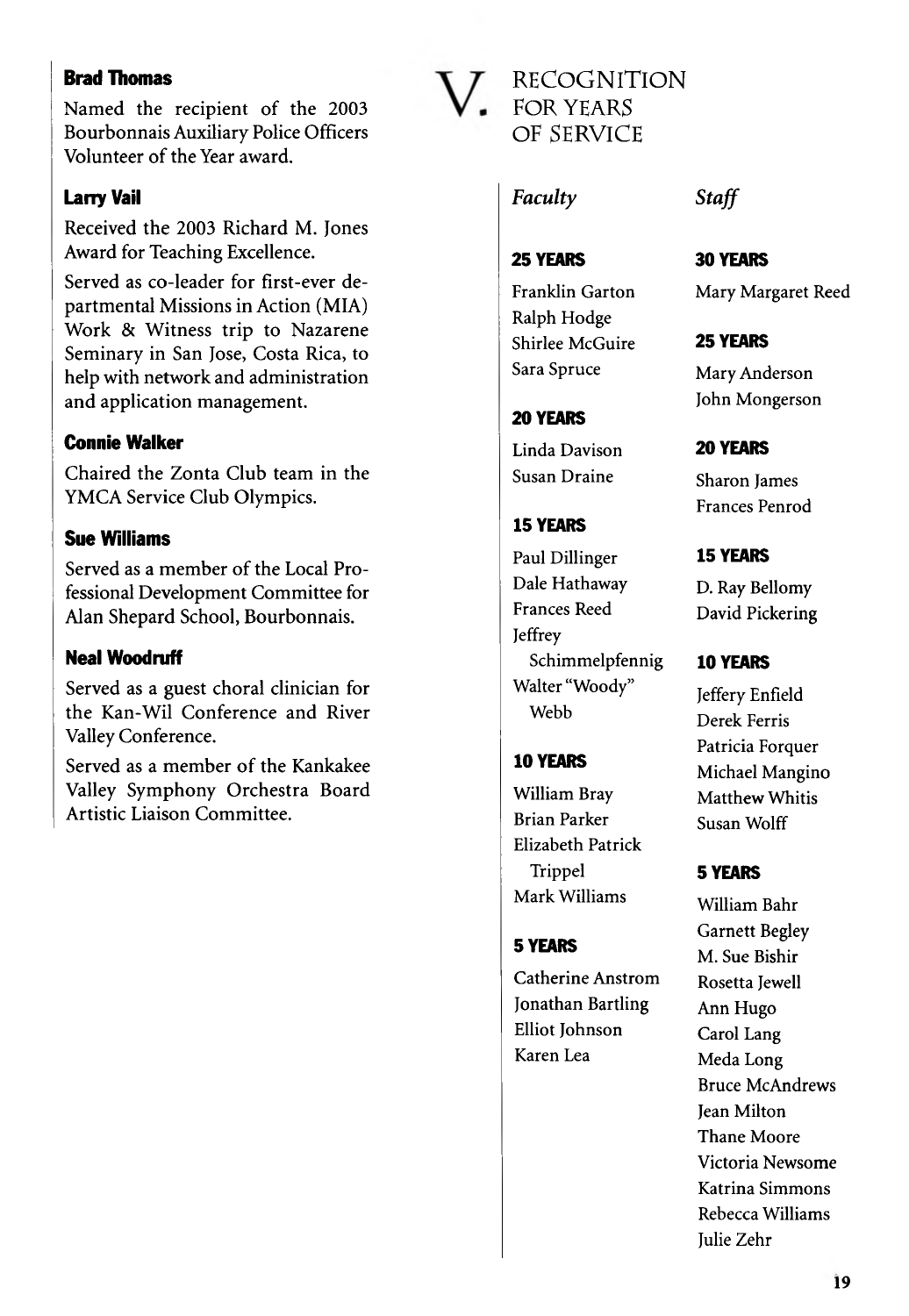**Brad Thomas**

Named the recipient of the 2003 Bourbonnais Auxiliary Police Officers Volunteer of the Year award.

**Larry Vail**

Received the 2003 Richard M. Jones Award for Teaching Excellence.

Served as co-leader for first-ever departmental Missions in Action (MIA) Work & Witness trip to Nazarene Seminary in San Jose, Costa Rica, to help with network and administration and application management.

**Connie Walker**

Chaired the Zonta Club team in the YMCA Service Club Olympics.

**Sue Williams**

Served as a member of the Local Professional Development Committee for Alan Shepard School, Bourbonnais.

**Neal Woodruff**

Served as a guest choral clinician for the Kan-Wil Conference and River Valley Conference.

Served as a member of the Kankakee Valley Symphony Orchestra Board Artistic Liaison Committee.

# V. Recognition for Years of Service

## *Faculty*

**25 YEARS**

Franklin Garton
Ralph Hodge
Shirlee McGuire
Sara Spruce

**20 YEARS**

Linda Davison
Susan Draine

**15 YEARS**

Paul Dillinger
Dale Hathaway
Frances Reed
Jeffrey Schimmelpfennig
Walter "Woody" Webb

**10 YEARS**

William Bray
Brian Parker
Elizabeth Patrick Trippel
Mark Williams

**5 YEARS**

Catherine Anstrom
Jonathan Bartling
Elliot Johnson
Karen Lea

## *Staff*

**30 YEARS**

Mary Margaret Reed

**25 YEARS**

Mary Anderson
John Mongerson

**20 YEARS**

Sharon James
Frances Penrod

**15 YEARS**

D. Ray Bellomy
David Pickering

**10 YEARS**

Jeffery Enfield
Derek Ferris
Patricia Forquer
Michael Mangino
Matthew Whitis
Susan Wolff

**5 YEARS**

William Bahr
Garnett Begley
M. Sue Bishir
Rosetta Jewell
Ann Hugo
Carol Lang
Meda Long
Bruce McAndrews
Jean Milton
Thane Moore
Victoria Newsome
Katrina Simmons
Rebecca Williams
Julie Zehr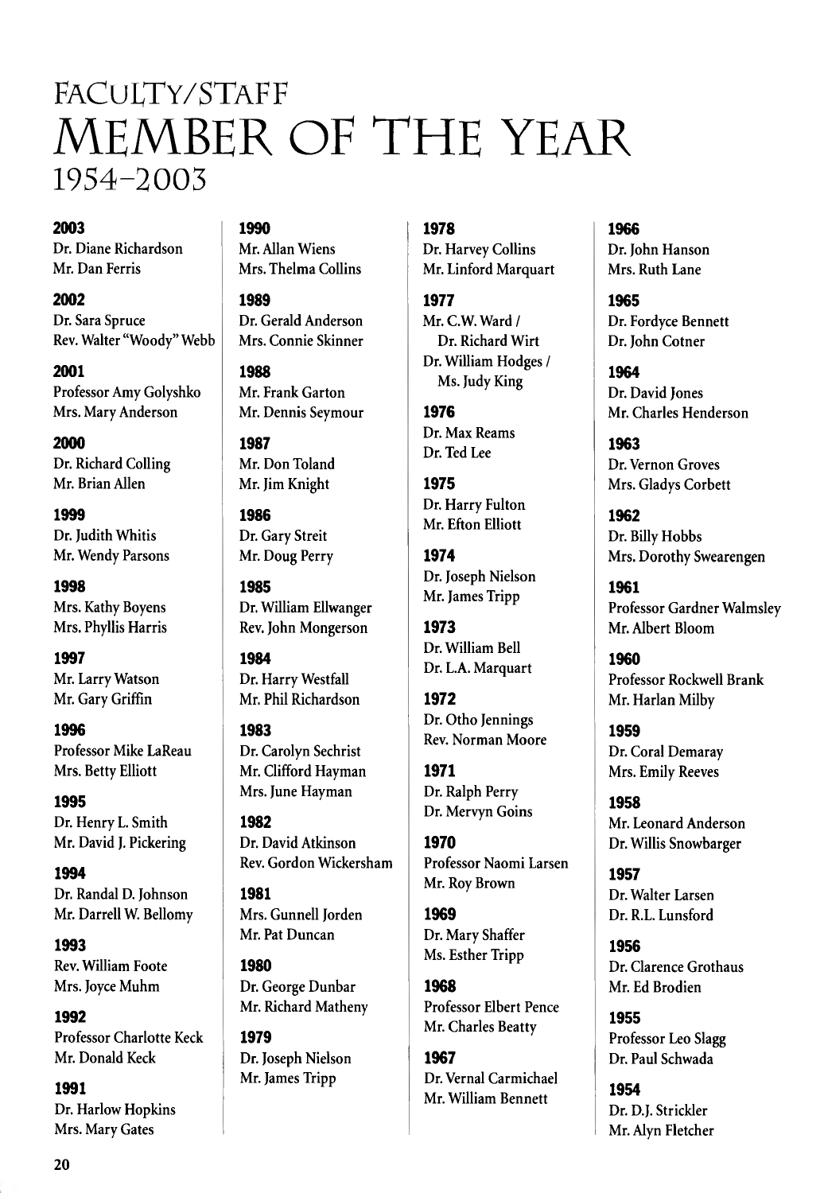# FACULTY/STAFF MEMBER OF THE YEAR 1954–2003

**2003**
Dr. Diane Richardson
Mr. Dan Ferris

**2002**
Dr. Sara Spruce
Rev. Walter "Woody" Webb

**2001**
Professor Amy Golyshko
Mrs. Mary Anderson

**2000**
Dr. Richard Colling
Mr. Brian Allen

**1999**
Dr. Judith Whitis
Mr. Wendy Parsons

**1998**
Mrs. Kathy Boyens
Mrs. Phyllis Harris

**1997**
Mr. Larry Watson
Mr. Gary Griffin

**1996**
Professor Mike LaReau
Mrs. Betty Elliott

**1995**
Dr. Henry L. Smith
Mr. David J. Pickering

**1994**
Dr. Randal D. Johnson
Mr. Darrell W. Bellomy

**1993**
Rev. William Foote
Mrs. Joyce Muhm

**1992**
Professor Charlotte Keck
Mr. Donald Keck

**1991**
Dr. Harlow Hopkins
Mrs. Mary Gates

**1990**
Mr. Allan Wiens
Mrs. Thelma Collins

**1989**
Dr. Gerald Anderson
Mrs. Connie Skinner

**1988**
Mr. Frank Garton
Mr. Dennis Seymour

**1987**
Mr. Don Toland
Mr. Jim Knight

**1986**
Dr. Gary Streit
Mr. Doug Perry

**1985**
Dr. William Ellwanger
Rev. John Mongerson

**1984**
Dr. Harry Westfall
Mr. Phil Richardson

**1983**
Dr. Carolyn Sechrist
Mr. Clifford Hayman
Mrs. June Hayman

**1982**
Dr. David Atkinson
Rev. Gordon Wickersham

**1981**
Mrs. Gunnell Jorden
Mr. Pat Duncan

**1980**
Dr. George Dunbar
Mr. Richard Matheny

**1979**
Dr. Joseph Nielson
Mr. James Tripp

**1978**
Dr. Harvey Collins
Mr. Linford Marquart

**1977**
Mr. C.W. Ward /
Dr. Richard Wirt
Dr. William Hodges /
Ms. Judy King

**1976**
Dr. Max Reams
Dr. Ted Lee

**1975**
Dr. Harry Fulton
Mr. Efton Elliott

**1974**
Dr. Joseph Nielson
Mr. James Tripp

**1973**
Dr. William Bell
Dr. L.A. Marquart

**1972**
Dr. Otho Jennings
Rev. Norman Moore

**1971**
Dr. Ralph Perry
Dr. Mervyn Goins

**1970**
Professor Naomi Larsen
Mr. Roy Brown

**1969**
Dr. Mary Shaffer
Ms. Esther Tripp

**1968**
Professor Elbert Pence
Mr. Charles Beatty

**1967**
Dr. Vernal Carmichael
Mr. William Bennett

**1966**
Dr. John Hanson
Mrs. Ruth Lane

**1965**
Dr. Fordyce Bennett
Dr. John Cotner

**1964**
Dr. David Jones
Mr. Charles Henderson

**1963**
Dr. Vernon Groves
Mrs. Gladys Corbett

**1962**
Dr. Billy Hobbs
Mrs. Dorothy Swearengen

**1961**
Professor Gardner Walmsley
Mr. Albert Bloom

**1960**
Professor Rockwell Brank
Mr. Harlan Milby

**1959**
Dr. Coral Demaray
Mrs. Emily Reeves

**1958**
Mr. Leonard Anderson
Dr. Willis Snowbarger

**1957**
Dr. Walter Larsen
Dr. R.L. Lunsford

**1956**
Dr. Clarence Grothaus
Mr. Ed Brodien

**1955**
Professor Leo Slagg
Dr. Paul Schwada

**1954**
Dr. D.J. Strickler
Mr. Alyn Fletcher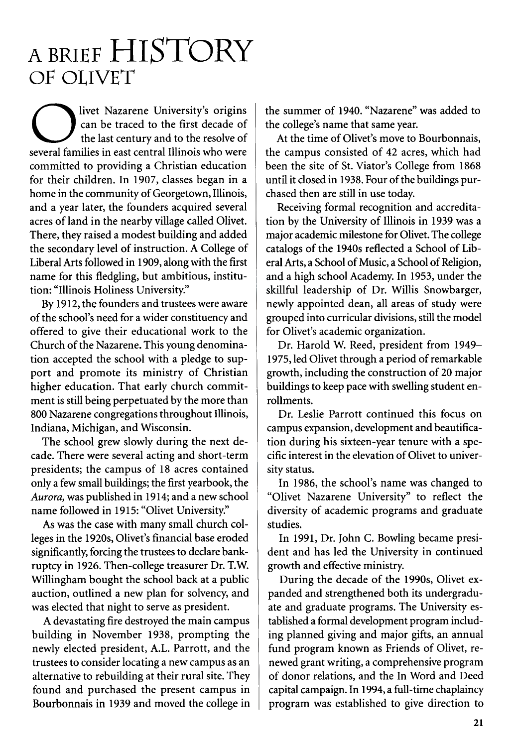# A BRIEF HISTORY OF OLIVET

Olivet Nazarene University's origins can be traced to the first decade of the last century and to the resolve of several families in east central Illinois who were committed to providing a Christian education for their children. In 1907, classes began in a home in the community of Georgetown, Illinois, and a year later, the founders acquired several acres of land in the nearby village called Olivet. There, they raised a modest building and added the secondary level of instruction. A College of Liberal Arts followed in 1909, along with the first name for this fledgling, but ambitious, institution: "Illinois Holiness University."

By 1912, the founders and trustees were aware of the school's need for a wider constituency and offered to give their educational work to the Church of the Nazarene. This young denomination accepted the school with a pledge to support and promote its ministry of Christian higher education. That early church commitment is still being perpetuated by the more than 800 Nazarene congregations throughout Illinois, Indiana, Michigan, and Wisconsin.

The school grew slowly during the next decade. There were several acting and short-term presidents; the campus of 18 acres contained only a few small buildings; the first yearbook, the *Aurora,* was published in 1914; and a new school name followed in 1915: "Olivet University."

As was the case with many small church colleges in the 1920s, Olivet's financial base eroded significantly, forcing the trustees to declare bankruptcy in 1926. Then-college treasurer Dr. T.W. Willingham bought the school back at a public auction, outlined a new plan for solvency, and was elected that night to serve as president.

A devastating fire destroyed the main campus building in November 1938, prompting the newly elected president, A.L. Parrott, and the trustees to consider locating a new campus as an alternative to rebuilding at their rural site. They found and purchased the present campus in Bourbonnais in 1939 and moved the college in the summer of 1940. "Nazarene" was added to the college's name that same year.

At the time of Olivet's move to Bourbonnais, the campus consisted of 42 acres, which had been the site of St. Viator's College from 1868 until it closed in 1938. Four of the buildings purchased then are still in use today.

Receiving formal recognition and accreditation by the University of Illinois in 1939 was a major academic milestone for Olivet. The college catalogs of the 1940s reflected a School of Liberal Arts, a School of Music, a School of Religion, and a high school Academy. In 1953, under the skillful leadership of Dr. Willis Snowbarger, newly appointed dean, all areas of study were grouped into curricular divisions, still the model for Olivet's academic organization.

Dr. Harold W. Reed, president from 1949–1975, led Olivet through a period of remarkable growth, including the construction of 20 major buildings to keep pace with swelling student enrollments.

Dr. Leslie Parrott continued this focus on campus expansion, development and beautification during his sixteen-year tenure with a specific interest in the elevation of Olivet to university status.

In 1986, the school's name was changed to "Olivet Nazarene University" to reflect the diversity of academic programs and graduate studies.

In 1991, Dr. John C. Bowling became president and has led the University in continued growth and effective ministry.

During the decade of the 1990s, Olivet expanded and strengthened both its undergraduate and graduate programs. The University established a formal development program including planned giving and major gifts, an annual fund program known as Friends of Olivet, renewed grant writing, a comprehensive program of donor relations, and the In Word and Deed capital campaign. In 1994, a full-time chaplaincy program was established to give direction to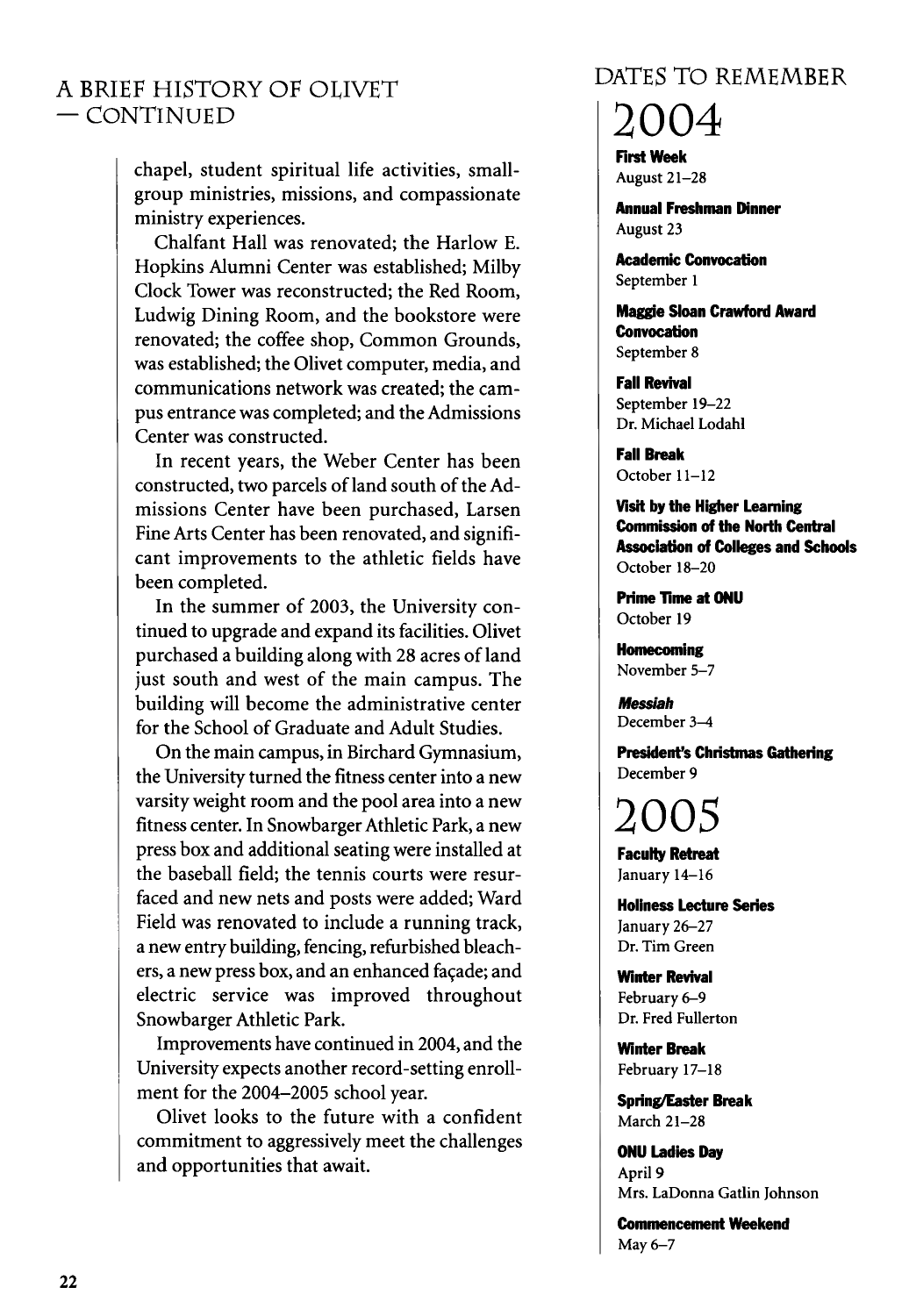## A Brief History of Olivet — Continued

chapel, student spiritual life activities, small-group ministries, missions, and compassionate ministry experiences.

Chalfant Hall was renovated; the Harlow E. Hopkins Alumni Center was established; Milby Clock Tower was reconstructed; the Red Room, Ludwig Dining Room, and the bookstore were renovated; the coffee shop, Common Grounds, was established; the Olivet computer, media, and communications network was created; the campus entrance was completed; and the Admissions Center was constructed.

In recent years, the Weber Center has been constructed, two parcels of land south of the Admissions Center have been purchased, Larsen Fine Arts Center has been renovated, and significant improvements to the athletic fields have been completed.

In the summer of 2003, the University continued to upgrade and expand its facilities. Olivet purchased a building along with 28 acres of land just south and west of the main campus. The building will become the administrative center for the School of Graduate and Adult Studies.

On the main campus, in Birchard Gymnasium, the University turned the fitness center into a new varsity weight room and the pool area into a new fitness center. In Snowbarger Athletic Park, a new press box and additional seating were installed at the baseball field; the tennis courts were resurfaced and new nets and posts were added; Ward Field was renovated to include a running track, a new entry building, fencing, refurbished bleachers, a new press box, and an enhanced façade; and electric service was improved throughout Snowbarger Athletic Park.

Improvements have continued in 2004, and the University expects another record-setting enrollment for the 2004–2005 school year.

Olivet looks to the future with a confident commitment to aggressively meet the challenges and opportunities that await.

## Dates to Remember

# 2004

**First Week**
August 21–28

**Annual Freshman Dinner**
August 23

**Academic Convocation**
September 1

**Maggie Sloan Crawford Award Convocation**
September 8

**Fall Revival**
September 19–22
Dr. Michael Lodahl

**Fall Break**
October 11–12

**Visit by the Higher Learning Commission of the North Central Association of Colleges and Schools**
October 18–20

**Prime Time at ONU**
October 19

**Homecoming**
November 5–7

***Messiah***
December 3–4

**President's Christmas Gathering**
December 9

# 2005

**Faculty Retreat**
January 14–16

**Holiness Lecture Series**
January 26–27
Dr. Tim Green

**Winter Revival**
February 6–9
Dr. Fred Fullerton

**Winter Break**
February 17–18

**Spring/Easter Break**
March 21–28

**ONU Ladies Day**
April 9
Mrs. LaDonna Gatlin Johnson

**Commencement Weekend**
May 6–7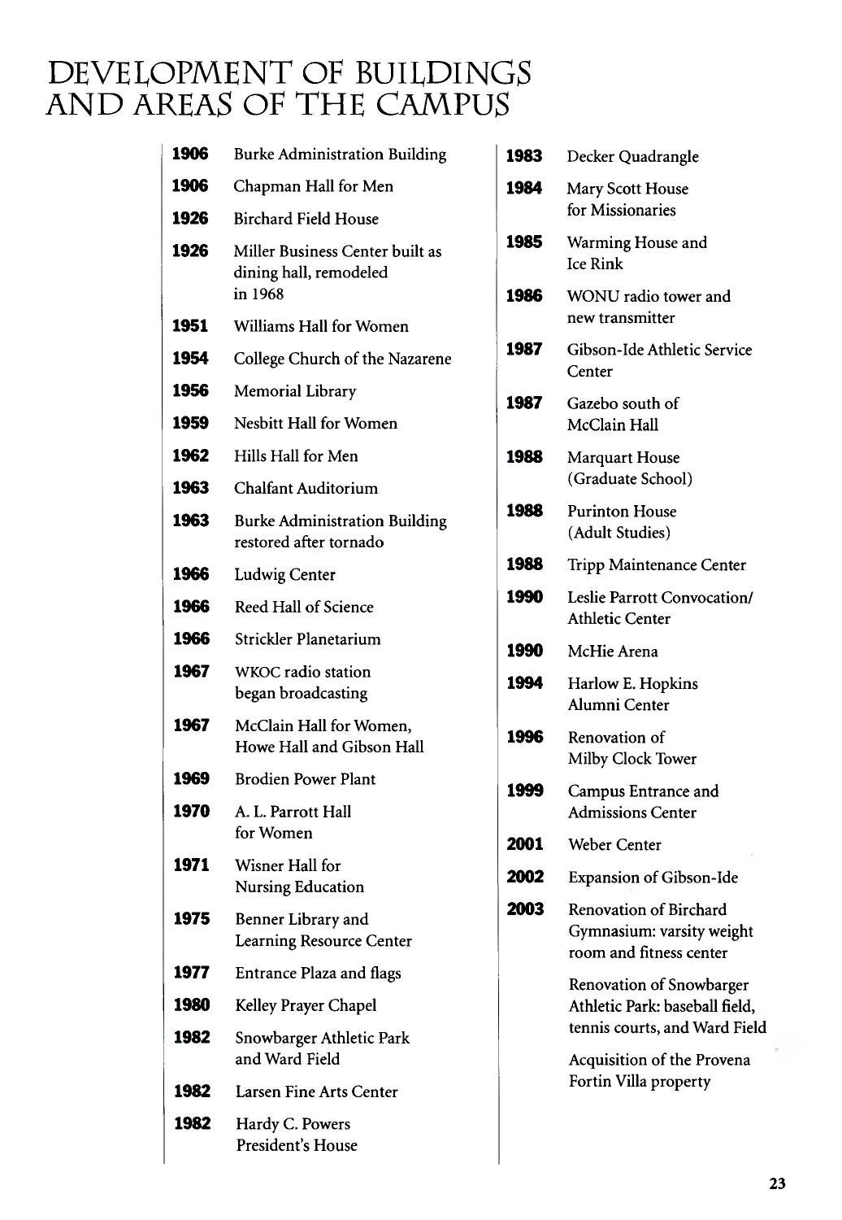# DEVELOPMENT OF BUILDINGS AND AREAS OF THE CAMPUS

| | |
|---|---|
| **1906** | Burke Administration Building |
| **1906** | Chapman Hall for Men |
| **1926** | Birchard Field House |
| **1926** | Miller Business Center built as dining hall, remodeled in 1968 |
| **1951** | Williams Hall for Women |
| **1954** | College Church of the Nazarene |
| **1956** | Memorial Library |
| **1959** | Nesbitt Hall for Women |
| **1962** | Hills Hall for Men |
| **1963** | Chalfant Auditorium |
| **1963** | Burke Administration Building restored after tornado |
| **1966** | Ludwig Center |
| **1966** | Reed Hall of Science |
| **1966** | Strickler Planetarium |
| **1967** | WKOC radio station began broadcasting |
| **1967** | McClain Hall for Women, Howe Hall and Gibson Hall |
| **1969** | Brodien Power Plant |
| **1970** | A. L. Parrott Hall for Women |
| **1971** | Wisner Hall for Nursing Education |
| **1975** | Benner Library and Learning Resource Center |
| **1977** | Entrance Plaza and flags |
| **1980** | Kelley Prayer Chapel |
| **1982** | Snowbarger Athletic Park and Ward Field |
| **1982** | Larsen Fine Arts Center |
| **1982** | Hardy C. Powers President's House |
| **1983** | Decker Quadrangle |
| **1984** | Mary Scott House for Missionaries |
| **1985** | Warming House and Ice Rink |
| **1986** | WONU radio tower and new transmitter |
| **1987** | Gibson-Ide Athletic Service Center |
| **1987** | Gazebo south of McClain Hall |
| **1988** | Marquart House (Graduate School) |
| **1988** | Purinton House (Adult Studies) |
| **1988** | Tripp Maintenance Center |
| **1990** | Leslie Parrott Convocation/ Athletic Center |
| **1990** | McHie Arena |
| **1994** | Harlow E. Hopkins Alumni Center |
| **1996** | Renovation of Milby Clock Tower |
| **1999** | Campus Entrance and Admissions Center |
| **2001** | Weber Center |
| **2002** | Expansion of Gibson-Ide |
| **2003** | Renovation of Birchard Gymnasium: varsity weight room and fitness center |
| | Renovation of Snowbarger Athletic Park: baseball field, tennis courts, and Ward Field |
| | Acquisition of the Provena Fortin Villa property |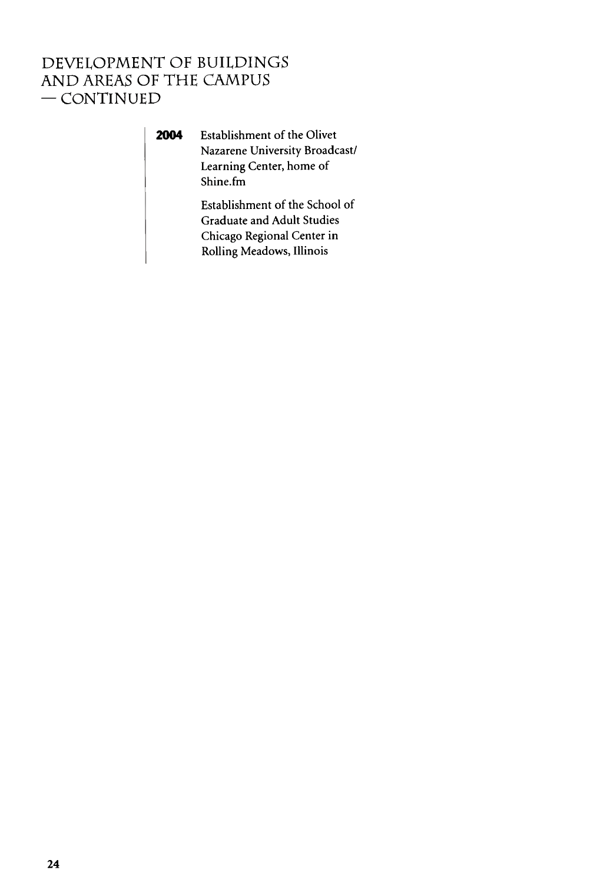# DEVELOPMENT OF BUILDINGS AND AREAS OF THE CAMPUS — CONTINUED

**2004** Establishment of the Olivet Nazarene University Broadcast/ Learning Center, home of Shine.fm

Establishment of the School of Graduate and Adult Studies Chicago Regional Center in Rolling Meadows, Illinois